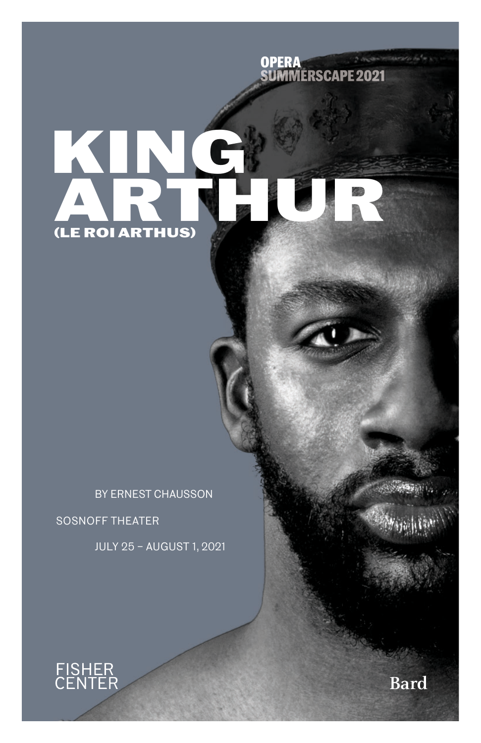OPERA
SUMMERSCAPE 2021

# KING ARTHUR
## (LE ROI ARTHUS)

BY ERNEST CHAUSSON

SOSNOFF THEATER

JULY 25 – AUGUST 1, 2021

FISHER CENTER

Bard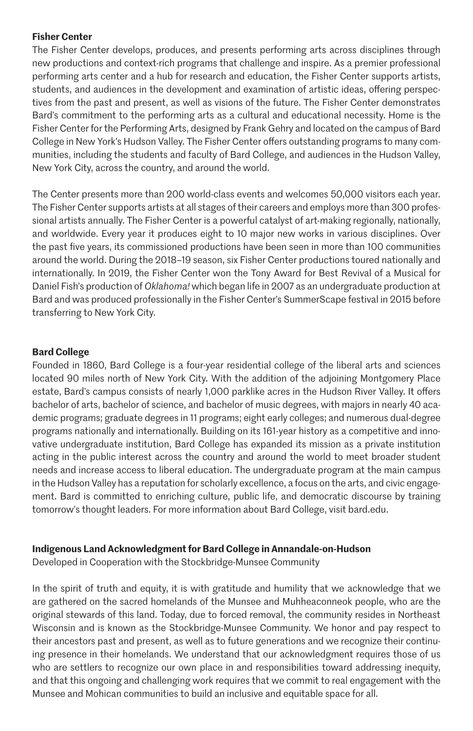**Fisher Center**

The Fisher Center develops, produces, and presents performing arts across disciplines through new productions and context-rich programs that challenge and inspire. As a premier professional performing arts center and a hub for research and education, the Fisher Center supports artists, students, and audiences in the development and examination of artistic ideas, offering perspectives from the past and present, as well as visions of the future. The Fisher Center demonstrates Bard's commitment to the performing arts as a cultural and educational necessity. Home is the Fisher Center for the Performing Arts, designed by Frank Gehry and located on the campus of Bard College in New York's Hudson Valley. The Fisher Center offers outstanding programs to many communities, including the students and faculty of Bard College, and audiences in the Hudson Valley, New York City, across the country, and around the world.

The Center presents more than 200 world-class events and welcomes 50,000 visitors each year. The Fisher Center supports artists at all stages of their careers and employs more than 300 professional artists annually. The Fisher Center is a powerful catalyst of art-making regionally, nationally, and worldwide. Every year it produces eight to 10 major new works in various disciplines. Over the past five years, its commissioned productions have been seen in more than 100 communities around the world. During the 2018–19 season, six Fisher Center productions toured nationally and internationally. In 2019, the Fisher Center won the Tony Award for Best Revival of a Musical for Daniel Fish's production of *Oklahoma!* which began life in 2007 as an undergraduate production at Bard and was produced professionally in the Fisher Center's SummerScape festival in 2015 before transferring to New York City.

**Bard College**

Founded in 1860, Bard College is a four-year residential college of the liberal arts and sciences located 90 miles north of New York City. With the addition of the adjoining Montgomery Place estate, Bard's campus consists of nearly 1,000 parklike acres in the Hudson River Valley. It offers bachelor of arts, bachelor of science, and bachelor of music degrees, with majors in nearly 40 academic programs; graduate degrees in 11 programs; eight early colleges; and numerous dual-degree programs nationally and internationally. Building on its 161-year history as a competitive and innovative undergraduate institution, Bard College has expanded its mission as a private institution acting in the public interest across the country and around the world to meet broader student needs and increase access to liberal education. The undergraduate program at the main campus in the Hudson Valley has a reputation for scholarly excellence, a focus on the arts, and civic engagement. Bard is committed to enriching culture, public life, and democratic discourse by training tomorrow's thought leaders. For more information about Bard College, visit bard.edu.

**Indigenous Land Acknowledgment for Bard College in Annandale-on-Hudson**

Developed in Cooperation with the Stockbridge-Munsee Community

In the spirit of truth and equity, it is with gratitude and humility that we acknowledge that we are gathered on the sacred homelands of the Munsee and Muhheaconneok people, who are the original stewards of this land. Today, due to forced removal, the community resides in Northeast Wisconsin and is known as the Stockbridge-Munsee Community. We honor and pay respect to their ancestors past and present, as well as to future generations and we recognize their continuing presence in their homelands. We understand that our acknowledgment requires those of us who are settlers to recognize our own place in and responsibilities toward addressing inequity, and that this ongoing and challenging work requires that we commit to real engagement with the Munsee and Mohican communities to build an inclusive and equitable space for all.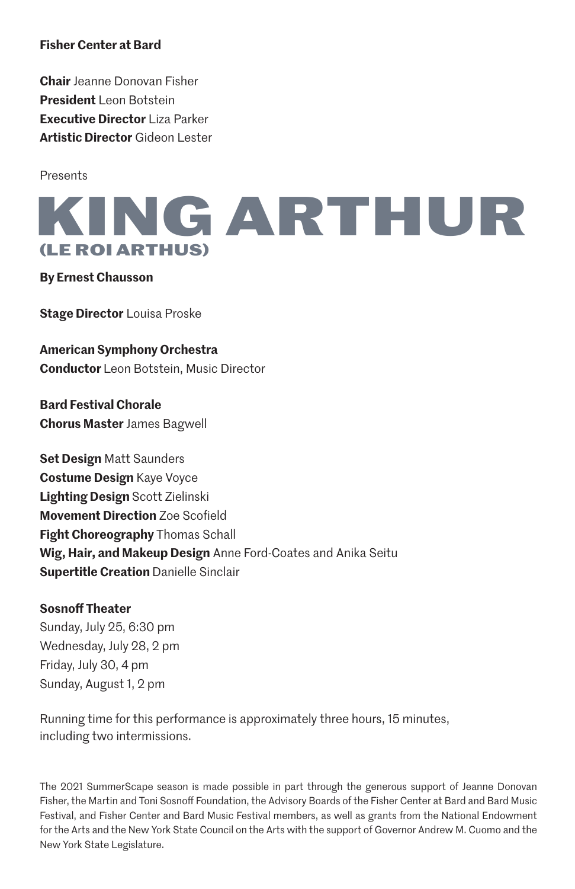**Fisher Center at Bard**

**Chair** Jeanne Donovan Fisher
**President** Leon Botstein
**Executive Director** Liza Parker
**Artistic Director** Gideon Lester

Presents

# KING ARTHUR
## (LE ROI ARTHUS)

**By Ernest Chausson**

**Stage Director** Louisa Proske

**American Symphony Orchestra**
**Conductor** Leon Botstein, Music Director

**Bard Festival Chorale**
**Chorus Master** James Bagwell

**Set Design** Matt Saunders
**Costume Design** Kaye Voyce
**Lighting Design** Scott Zielinski
**Movement Direction** Zoe Scofield
**Fight Choreography** Thomas Schall
**Wig, Hair, and Makeup Design** Anne Ford-Coates and Anika Seitu
**Supertitle Creation** Danielle Sinclair

**Sosnoff Theater**
Sunday, July 25, 6:30 pm
Wednesday, July 28, 2 pm
Friday, July 30, 4 pm
Sunday, August 1, 2 pm

Running time for this performance is approximately three hours, 15 minutes, including two intermissions.

The 2021 SummerScape season is made possible in part through the generous support of Jeanne Donovan Fisher, the Martin and Toni Sosnoff Foundation, the Advisory Boards of the Fisher Center at Bard and Bard Music Festival, and Fisher Center and Bard Music Festival members, as well as grants from the National Endowment for the Arts and the New York State Council on the Arts with the support of Governor Andrew M. Cuomo and the New York State Legislature.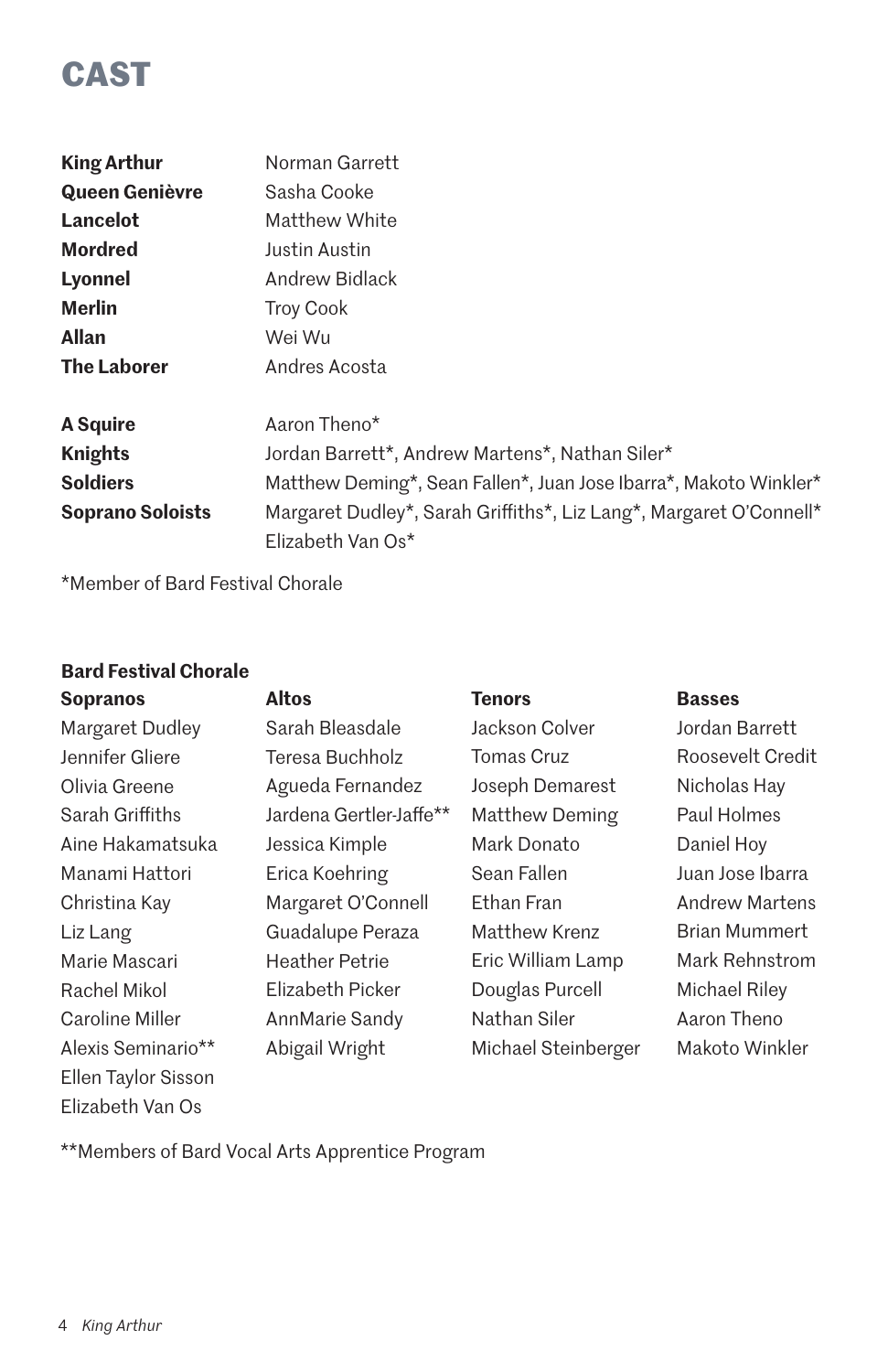# CAST

| | |
|---|---|
| **King Arthur** | Norman Garrett |
| **Queen Genièvre** | Sasha Cooke |
| **Lancelot** | Matthew White |
| **Mordred** | Justin Austin |
| **Lyonnel** | Andrew Bidlack |
| **Merlin** | Troy Cook |
| **Allan** | Wei Wu |
| **The Laborer** | Andres Acosta |

| | |
|---|---|
| **A Squire** | Aaron Theno* |
| **Knights** | Jordan Barrett*, Andrew Martens*, Nathan Siler* |
| **Soldiers** | Matthew Deming*, Sean Fallen*, Juan Jose Ibarra*, Makoto Winkler* |
| **Soprano Soloists** | Margaret Dudley*, Sarah Griffiths*, Liz Lang*, Margaret O'Connell* Elizabeth Van Os* |

*Member of Bard Festival Chorale

## Bard Festival Chorale

| Sopranos | Altos | Tenors | Basses |
|---|---|---|---|
| Margaret Dudley | Sarah Bleasdale | Jackson Colver | Jordan Barrett |
| Jennifer Gliere | Teresa Buchholz | Tomas Cruz | Roosevelt Credit |
| Olivia Greene | Agueda Fernandez | Joseph Demarest | Nicholas Hay |
| Sarah Griffiths | Jardena Gertler-Jaffe** | Matthew Deming | Paul Holmes |
| Aine Hakamatsuka | Jessica Kimple | Mark Donato | Daniel Hoy |
| Manami Hattori | Erica Koehring | Sean Fallen | Juan Jose Ibarra |
| Christina Kay | Margaret O'Connell | Ethan Fran | Andrew Martens |
| Liz Lang | Guadalupe Peraza | Matthew Krenz | Brian Mummert |
| Marie Mascari | Heather Petrie | Eric William Lamp | Mark Rehnstrom |
| Rachel Mikol | Elizabeth Picker | Douglas Purcell | Michael Riley |
| Caroline Miller | AnnMarie Sandy | Nathan Siler | Aaron Theno |
| Alexis Seminario** | Abigail Wright | Michael Steinberger | Makoto Winkler |
| Ellen Taylor Sisson | | | |
| Elizabeth Van Os | | | |

**Members of Bard Vocal Arts Apprentice Program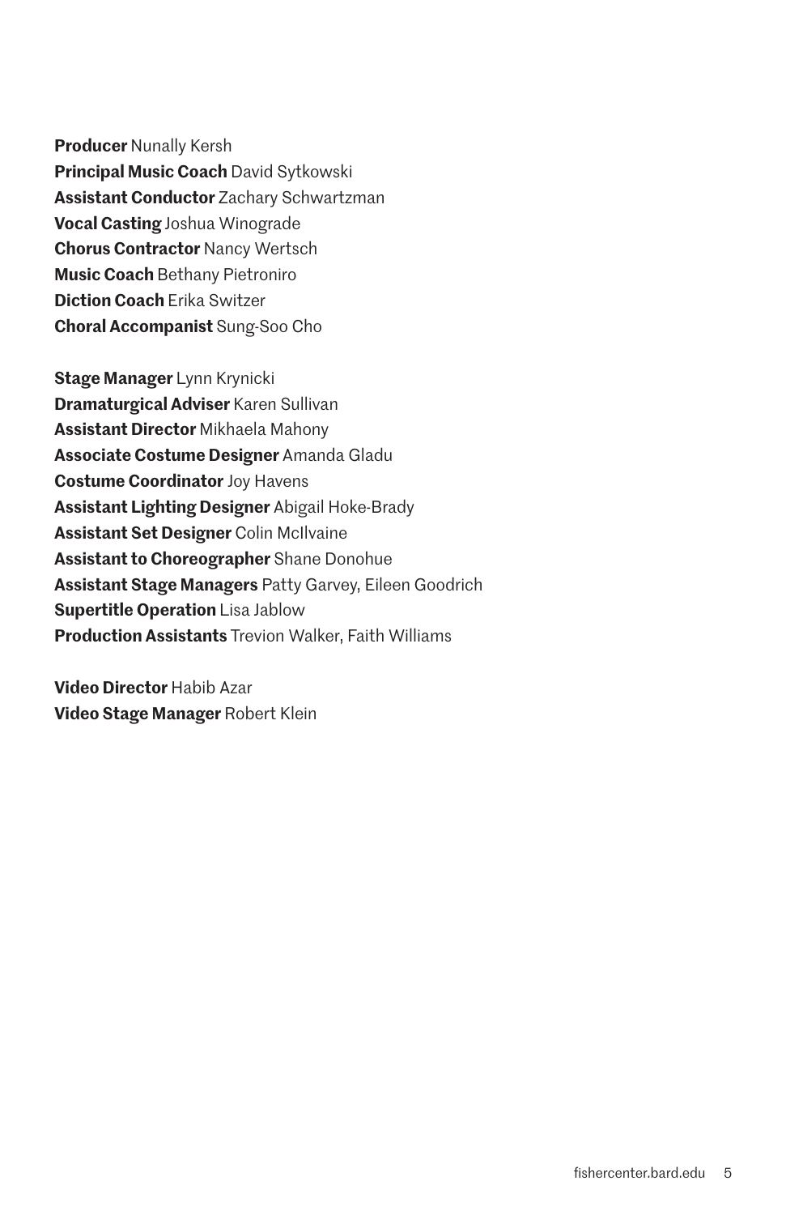**Producer** Nunally Kersh
**Principal Music Coach** David Sytkowski
**Assistant Conductor** Zachary Schwartzman
**Vocal Casting** Joshua Winograde
**Chorus Contractor** Nancy Wertsch
**Music Coach** Bethany Pietroniro
**Diction Coach** Erika Switzer
**Choral Accompanist** Sung-Soo Cho

**Stage Manager** Lynn Krynicki
**Dramaturgical Adviser** Karen Sullivan
**Assistant Director** Mikhaela Mahony
**Associate Costume Designer** Amanda Gladu
**Costume Coordinator** Joy Havens
**Assistant Lighting Designer** Abigail Hoke-Brady
**Assistant Set Designer** Colin McIlvaine
**Assistant to Choreographer** Shane Donohue
**Assistant Stage Managers** Patty Garvey, Eileen Goodrich
**Supertitle Operation** Lisa Jablow
**Production Assistants** Trevion Walker, Faith Williams

**Video Director** Habib Azar
**Video Stage Manager** Robert Klein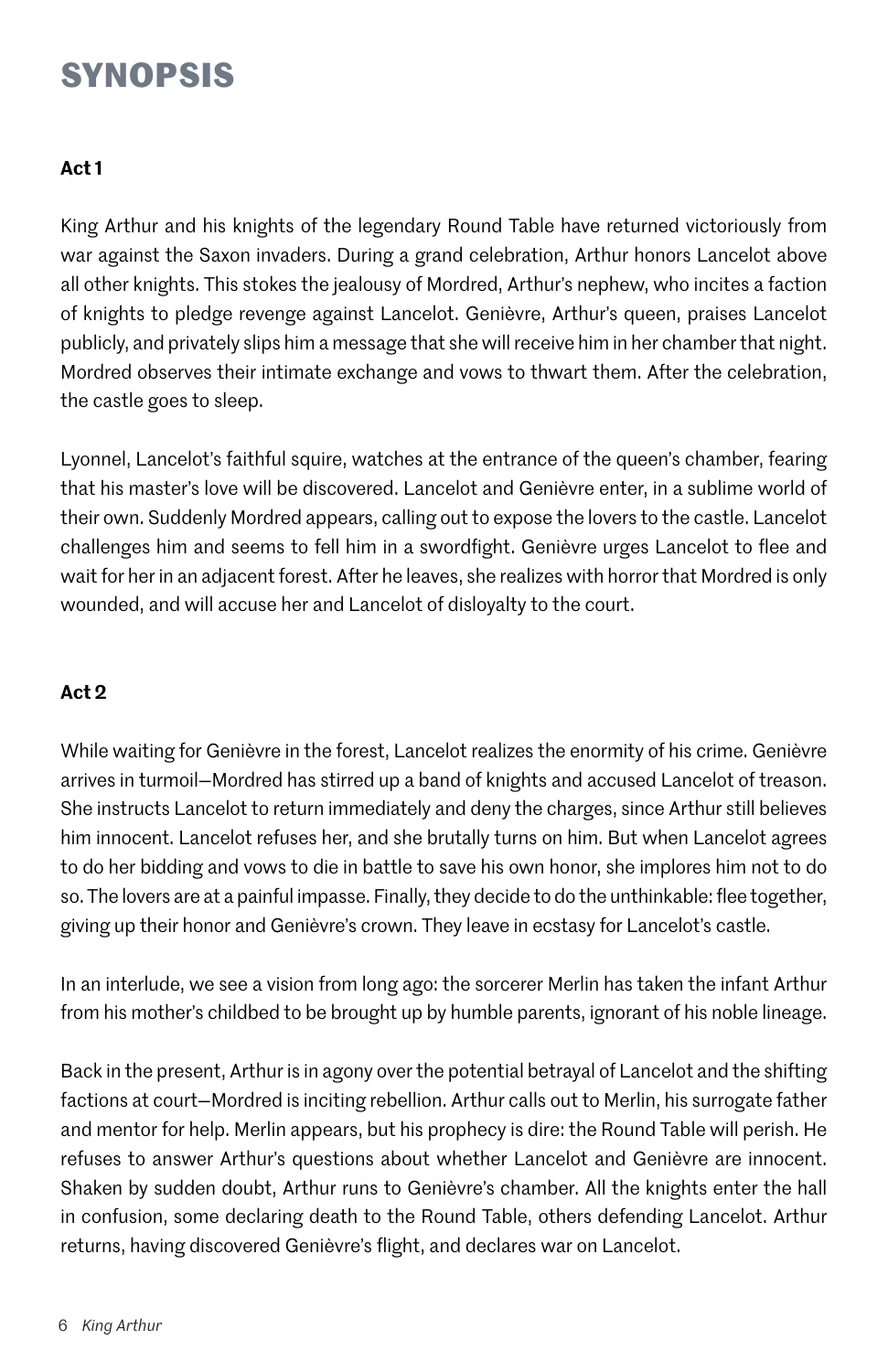# SYNOPSIS

**Act 1**

King Arthur and his knights of the legendary Round Table have returned victoriously from war against the Saxon invaders. During a grand celebration, Arthur honors Lancelot above all other knights. This stokes the jealousy of Mordred, Arthur's nephew, who incites a faction of knights to pledge revenge against Lancelot. Genièvre, Arthur's queen, praises Lancelot publicly, and privately slips him a message that she will receive him in her chamber that night. Mordred observes their intimate exchange and vows to thwart them. After the celebration, the castle goes to sleep.

Lyonnel, Lancelot's faithful squire, watches at the entrance of the queen's chamber, fearing that his master's love will be discovered. Lancelot and Genièvre enter, in a sublime world of their own. Suddenly Mordred appears, calling out to expose the lovers to the castle. Lancelot challenges him and seems to fell him in a swordfight. Genièvre urges Lancelot to flee and wait for her in an adjacent forest. After he leaves, she realizes with horror that Mordred is only wounded, and will accuse her and Lancelot of disloyalty to the court.

**Act 2**

While waiting for Genièvre in the forest, Lancelot realizes the enormity of his crime. Genièvre arrives in turmoil—Mordred has stirred up a band of knights and accused Lancelot of treason. She instructs Lancelot to return immediately and deny the charges, since Arthur still believes him innocent. Lancelot refuses her, and she brutally turns on him. But when Lancelot agrees to do her bidding and vows to die in battle to save his own honor, she implores him not to do so. The lovers are at a painful impasse. Finally, they decide to do the unthinkable: flee together, giving up their honor and Genièvre's crown. They leave in ecstasy for Lancelot's castle.

In an interlude, we see a vision from long ago: the sorcerer Merlin has taken the infant Arthur from his mother's childbed to be brought up by humble parents, ignorant of his noble lineage.

Back in the present, Arthur is in agony over the potential betrayal of Lancelot and the shifting factions at court—Mordred is inciting rebellion. Arthur calls out to Merlin, his surrogate father and mentor for help. Merlin appears, but his prophecy is dire: the Round Table will perish. He refuses to answer Arthur's questions about whether Lancelot and Genièvre are innocent. Shaken by sudden doubt, Arthur runs to Genièvre's chamber. All the knights enter the hall in confusion, some declaring death to the Round Table, others defending Lancelot. Arthur returns, having discovered Genièvre's flight, and declares war on Lancelot.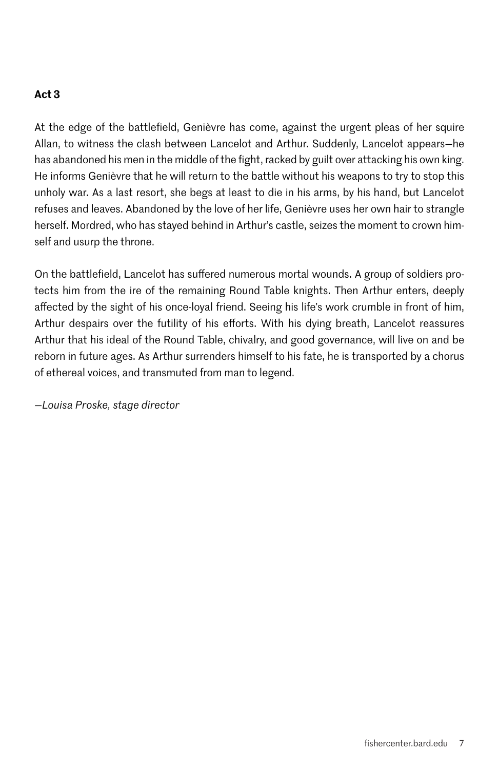### Act 3

At the edge of the battlefield, Genièvre has come, against the urgent pleas of her squire Allan, to witness the clash between Lancelot and Arthur. Suddenly, Lancelot appears—he has abandoned his men in the middle of the fight, racked by guilt over attacking his own king. He informs Genièvre that he will return to the battle without his weapons to try to stop this unholy war. As a last resort, she begs at least to die in his arms, by his hand, but Lancelot refuses and leaves. Abandoned by the love of her life, Genièvre uses her own hair to strangle herself. Mordred, who has stayed behind in Arthur's castle, seizes the moment to crown himself and usurp the throne.

On the battlefield, Lancelot has suffered numerous mortal wounds. A group of soldiers protects him from the ire of the remaining Round Table knights. Then Arthur enters, deeply affected by the sight of his once-loyal friend. Seeing his life's work crumble in front of him, Arthur despairs over the futility of his efforts. With his dying breath, Lancelot reassures Arthur that his ideal of the Round Table, chivalry, and good governance, will live on and be reborn in future ages. As Arthur surrenders himself to his fate, he is transported by a chorus of ethereal voices, and transmuted from man to legend.

*—Louisa Proske, stage director*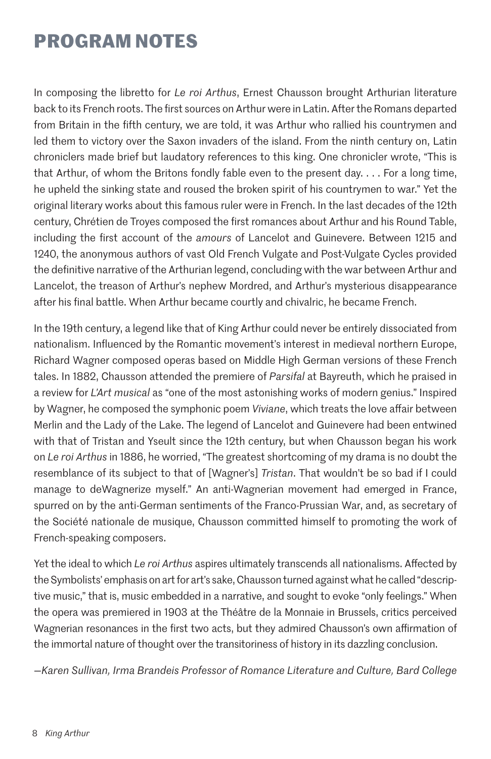# PROGRAM NOTES

In composing the libretto for *Le roi Arthus*, Ernest Chausson brought Arthurian literature back to its French roots. The first sources on Arthur were in Latin. After the Romans departed from Britain in the fifth century, we are told, it was Arthur who rallied his countrymen and led them to victory over the Saxon invaders of the island. From the ninth century on, Latin chroniclers made brief but laudatory references to this king. One chronicler wrote, "This is that Arthur, of whom the Britons fondly fable even to the present day. . . . For a long time, he upheld the sinking state and roused the broken spirit of his countrymen to war." Yet the original literary works about this famous ruler were in French. In the last decades of the 12th century, Chrétien de Troyes composed the first romances about Arthur and his Round Table, including the first account of the *amours* of Lancelot and Guinevere. Between 1215 and 1240, the anonymous authors of vast Old French Vulgate and Post-Vulgate Cycles provided the definitive narrative of the Arthurian legend, concluding with the war between Arthur and Lancelot, the treason of Arthur's nephew Mordred, and Arthur's mysterious disappearance after his final battle. When Arthur became courtly and chivalric, he became French.

In the 19th century, a legend like that of King Arthur could never be entirely dissociated from nationalism. Influenced by the Romantic movement's interest in medieval northern Europe, Richard Wagner composed operas based on Middle High German versions of these French tales. In 1882, Chausson attended the premiere of *Parsifal* at Bayreuth, which he praised in a review for *L'Art musical* as "one of the most astonishing works of modern genius." Inspired by Wagner, he composed the symphonic poem *Viviane*, which treats the love affair between Merlin and the Lady of the Lake. The legend of Lancelot and Guinevere had been entwined with that of Tristan and Yseult since the 12th century, but when Chausson began his work on *Le roi Arthus* in 1886, he worried, "The greatest shortcoming of my drama is no doubt the resemblance of its subject to that of [Wagner's] *Tristan*. That wouldn't be so bad if I could manage to deWagnerize myself." An anti-Wagnerian movement had emerged in France, spurred on by the anti-German sentiments of the Franco-Prussian War, and, as secretary of the Société nationale de musique, Chausson committed himself to promoting the work of French-speaking composers.

Yet the ideal to which *Le roi Arthus* aspires ultimately transcends all nationalisms. Affected by the Symbolists' emphasis on art for art's sake, Chausson turned against what he called "descriptive music," that is, music embedded in a narrative, and sought to evoke "only feelings." When the opera was premiered in 1903 at the Théâtre de la Monnaie in Brussels, critics perceived Wagnerian resonances in the first two acts, but they admired Chausson's own affirmation of the immortal nature of thought over the transitoriness of history in its dazzling conclusion.

*—Karen Sullivan, Irma Brandeis Professor of Romance Literature and Culture, Bard College*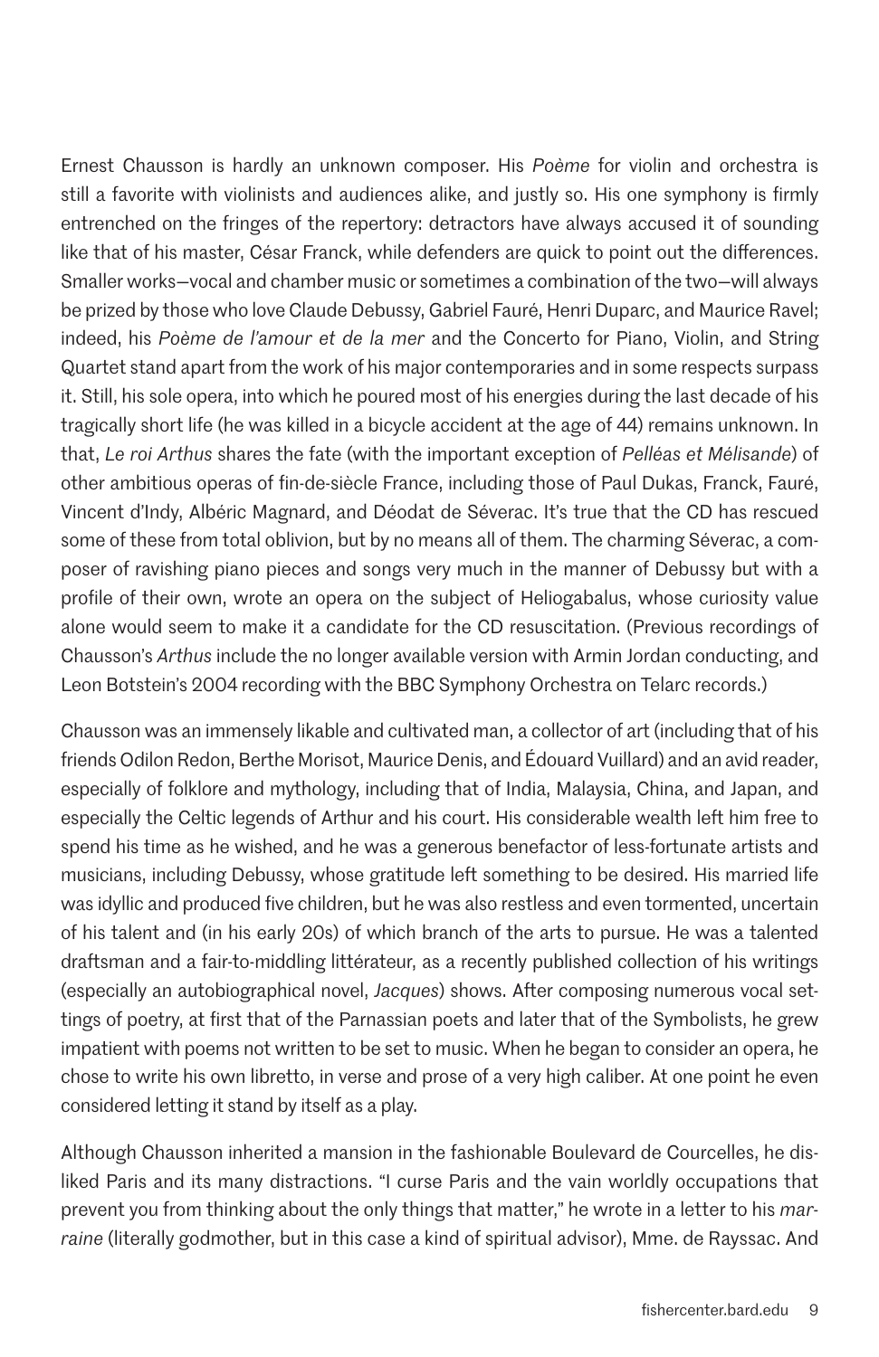Ernest Chausson is hardly an unknown composer. His *Poème* for violin and orchestra is still a favorite with violinists and audiences alike, and justly so. His one symphony is firmly entrenched on the fringes of the repertory: detractors have always accused it of sounding like that of his master, César Franck, while defenders are quick to point out the differences. Smaller works—vocal and chamber music or sometimes a combination of the two—will always be prized by those who love Claude Debussy, Gabriel Fauré, Henri Duparc, and Maurice Ravel; indeed, his *Poème de l'amour et de la mer* and the Concerto for Piano, Violin, and String Quartet stand apart from the work of his major contemporaries and in some respects surpass it. Still, his sole opera, into which he poured most of his energies during the last decade of his tragically short life (he was killed in a bicycle accident at the age of 44) remains unknown. In that, *Le roi Arthus* shares the fate (with the important exception of *Pelléas et Mélisande*) of other ambitious operas of fin-de-siècle France, including those of Paul Dukas, Franck, Fauré, Vincent d'Indy, Albéric Magnard, and Déodat de Séverac. It's true that the CD has rescued some of these from total oblivion, but by no means all of them. The charming Séverac, a composer of ravishing piano pieces and songs very much in the manner of Debussy but with a profile of their own, wrote an opera on the subject of Heliogabalus, whose curiosity value alone would seem to make it a candidate for the CD resuscitation. (Previous recordings of Chausson's *Arthus* include the no longer available version with Armin Jordan conducting, and Leon Botstein's 2004 recording with the BBC Symphony Orchestra on Telarc records.)

Chausson was an immensely likable and cultivated man, a collector of art (including that of his friends Odilon Redon, Berthe Morisot, Maurice Denis, and Édouard Vuillard) and an avid reader, especially of folklore and mythology, including that of India, Malaysia, China, and Japan, and especially the Celtic legends of Arthur and his court. His considerable wealth left him free to spend his time as he wished, and he was a generous benefactor of less-fortunate artists and musicians, including Debussy, whose gratitude left something to be desired. His married life was idyllic and produced five children, but he was also restless and even tormented, uncertain of his talent and (in his early 20s) of which branch of the arts to pursue. He was a talented draftsman and a fair-to-middling littérateur, as a recently published collection of his writings (especially an autobiographical novel, *Jacques*) shows. After composing numerous vocal settings of poetry, at first that of the Parnassian poets and later that of the Symbolists, he grew impatient with poems not written to be set to music. When he began to consider an opera, he chose to write his own libretto, in verse and prose of a very high caliber. At one point he even considered letting it stand by itself as a play.

Although Chausson inherited a mansion in the fashionable Boulevard de Courcelles, he disliked Paris and its many distractions. "I curse Paris and the vain worldly occupations that prevent you from thinking about the only things that matter," he wrote in a letter to his *marraine* (literally godmother, but in this case a kind of spiritual advisor), Mme. de Rayssac. And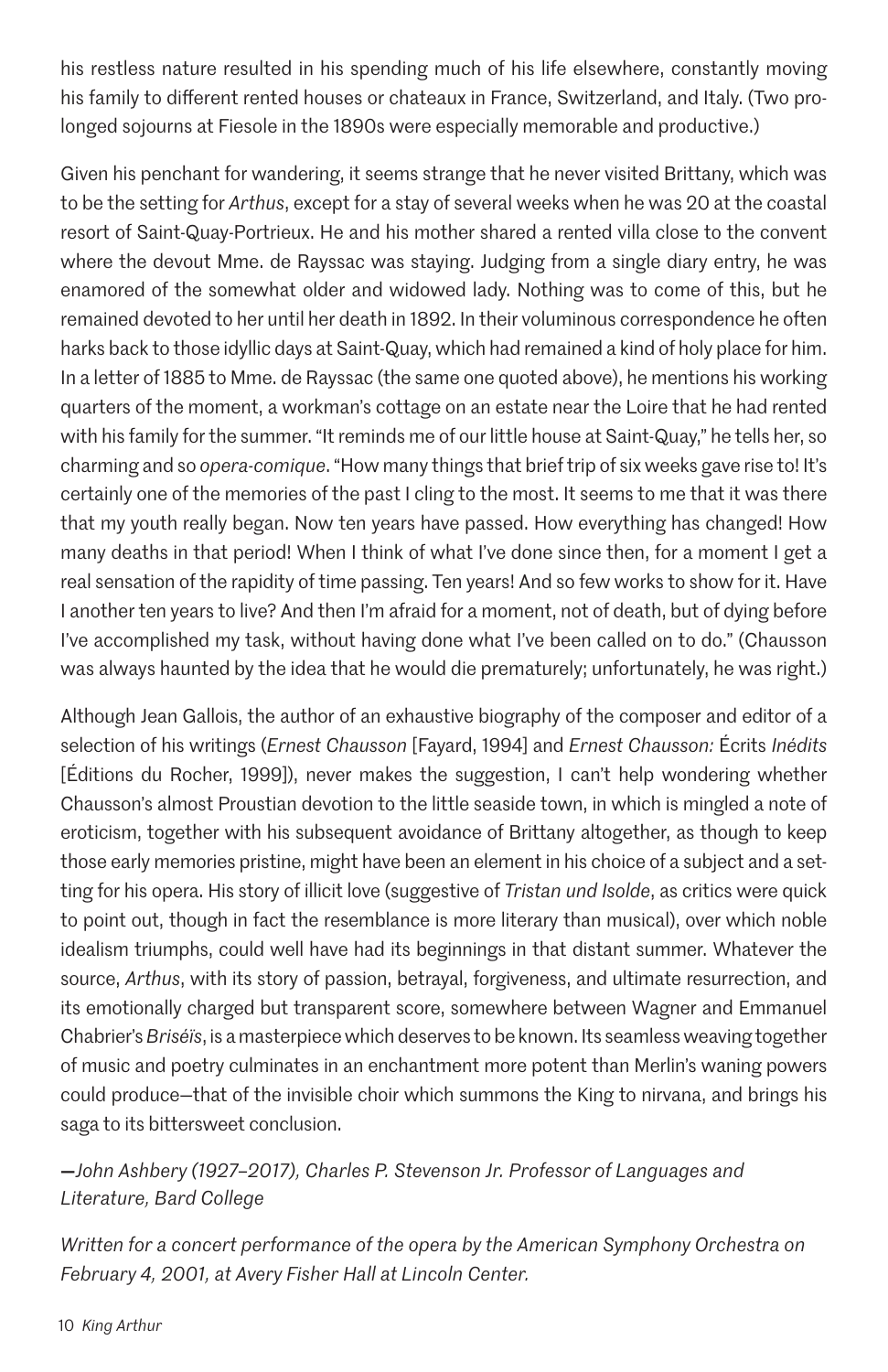his restless nature resulted in his spending much of his life elsewhere, constantly moving his family to different rented houses or chateaux in France, Switzerland, and Italy. (Two prolonged sojourns at Fiesole in the 1890s were especially memorable and productive.)

Given his penchant for wandering, it seems strange that he never visited Brittany, which was to be the setting for *Arthus*, except for a stay of several weeks when he was 20 at the coastal resort of Saint-Quay-Portrieux. He and his mother shared a rented villa close to the convent where the devout Mme. de Rayssac was staying. Judging from a single diary entry, he was enamored of the somewhat older and widowed lady. Nothing was to come of this, but he remained devoted to her until her death in 1892. In their voluminous correspondence he often harks back to those idyllic days at Saint-Quay, which had remained a kind of holy place for him. In a letter of 1885 to Mme. de Rayssac (the same one quoted above), he mentions his working quarters of the moment, a workman's cottage on an estate near the Loire that he had rented with his family for the summer. "It reminds me of our little house at Saint-Quay," he tells her, so charming and so *opera-comique*. "How many things that brief trip of six weeks gave rise to! It's certainly one of the memories of the past I cling to the most. It seems to me that it was there that my youth really began. Now ten years have passed. How everything has changed! How many deaths in that period! When I think of what I've done since then, for a moment I get a real sensation of the rapidity of time passing. Ten years! And so few works to show for it. Have I another ten years to live? And then I'm afraid for a moment, not of death, but of dying before I've accomplished my task, without having done what I've been called on to do." (Chausson was always haunted by the idea that he would die prematurely; unfortunately, he was right.)

Although Jean Gallois, the author of an exhaustive biography of the composer and editor of a selection of his writings (*Ernest Chausson* [Fayard, 1994] and *Ernest Chausson:* Écrits *Inédits* [Éditions du Rocher, 1999]), never makes the suggestion, I can't help wondering whether Chausson's almost Proustian devotion to the little seaside town, in which is mingled a note of eroticism, together with his subsequent avoidance of Brittany altogether, as though to keep those early memories pristine, might have been an element in his choice of a subject and a setting for his opera. His story of illicit love (suggestive of *Tristan und Isolde*, as critics were quick to point out, though in fact the resemblance is more literary than musical), over which noble idealism triumphs, could well have had its beginnings in that distant summer. Whatever the source, *Arthus*, with its story of passion, betrayal, forgiveness, and ultimate resurrection, and its emotionally charged but transparent score, somewhere between Wagner and Emmanuel Chabrier's *Briséïs*, is a masterpiece which deserves to be known. Its seamless weaving together of music and poetry culminates in an enchantment more potent than Merlin's waning powers could produce—that of the invisible choir which summons the King to nirvana, and brings his saga to its bittersweet conclusion.

*—John Ashbery (1927–2017), Charles P. Stevenson Jr. Professor of Languages and Literature, Bard College*

*Written for a concert performance of the opera by the American Symphony Orchestra on February 4, 2001, at Avery Fisher Hall at Lincoln Center.*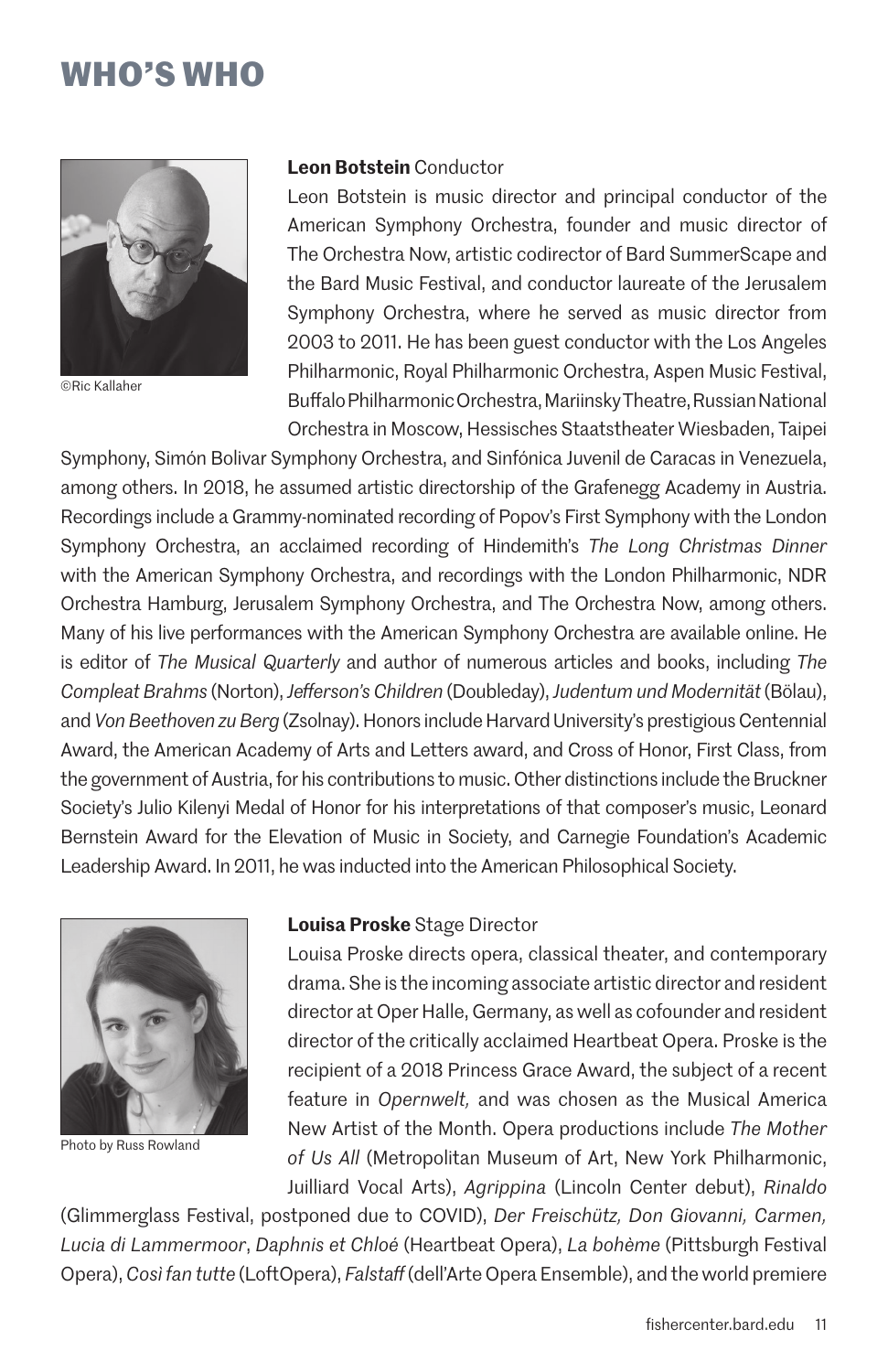# WHO'S WHO

©Ric Kallaher

**Leon Botstein** Conductor

Leon Botstein is music director and principal conductor of the American Symphony Orchestra, founder and music director of The Orchestra Now, artistic codirector of Bard SummerScape and the Bard Music Festival, and conductor laureate of the Jerusalem Symphony Orchestra, where he served as music director from 2003 to 2011. He has been guest conductor with the Los Angeles Philharmonic, Royal Philharmonic Orchestra, Aspen Music Festival, Buffalo Philharmonic Orchestra, Mariinsky Theatre, Russian National Orchestra in Moscow, Hessisches Staatstheater Wiesbaden, Taipei Symphony, Simón Bolivar Symphony Orchestra, and Sinfónica Juvenil de Caracas in Venezuela, among others. In 2018, he assumed artistic directorship of the Grafenegg Academy in Austria. Recordings include a Grammy-nominated recording of Popov's First Symphony with the London Symphony Orchestra, an acclaimed recording of Hindemith's *The Long Christmas Dinner* with the American Symphony Orchestra, and recordings with the London Philharmonic, NDR Orchestra Hamburg, Jerusalem Symphony Orchestra, and The Orchestra Now, among others. Many of his live performances with the American Symphony Orchestra are available online. He is editor of *The Musical Quarterly* and author of numerous articles and books, including *The Compleat Brahms* (Norton), *Jefferson's Children* (Doubleday), *Judentum und Modernität* (Bölau), and *Von Beethoven zu Berg* (Zsolnay). Honors include Harvard University's prestigious Centennial Award, the American Academy of Arts and Letters award, and Cross of Honor, First Class, from the government of Austria, for his contributions to music. Other distinctions include the Bruckner Society's Julio Kilenyi Medal of Honor for his interpretations of that composer's music, Leonard Bernstein Award for the Elevation of Music in Society, and Carnegie Foundation's Academic Leadership Award. In 2011, he was inducted into the American Philosophical Society.

Photo by Russ Rowland

**Louisa Proske** Stage Director

Louisa Proske directs opera, classical theater, and contemporary drama. She is the incoming associate artistic director and resident director at Oper Halle, Germany, as well as cofounder and resident director of the critically acclaimed Heartbeat Opera. Proske is the recipient of a 2018 Princess Grace Award, the subject of a recent feature in *Opernwelt,* and was chosen as the Musical America New Artist of the Month. Opera productions include *The Mother of Us All* (Metropolitan Museum of Art, New York Philharmonic, Juilliard Vocal Arts), *Agrippina* (Lincoln Center debut), *Rinaldo* (Glimmerglass Festival, postponed due to COVID), *Der Freischütz, Don Giovanni, Carmen, Lucia di Lammermoor*, *Daphnis et Chloé* (Heartbeat Opera), *La bohème* (Pittsburgh Festival Opera), *Così fan tutte* (LoftOpera), *Falstaff* (dell'Arte Opera Ensemble), and the world premiere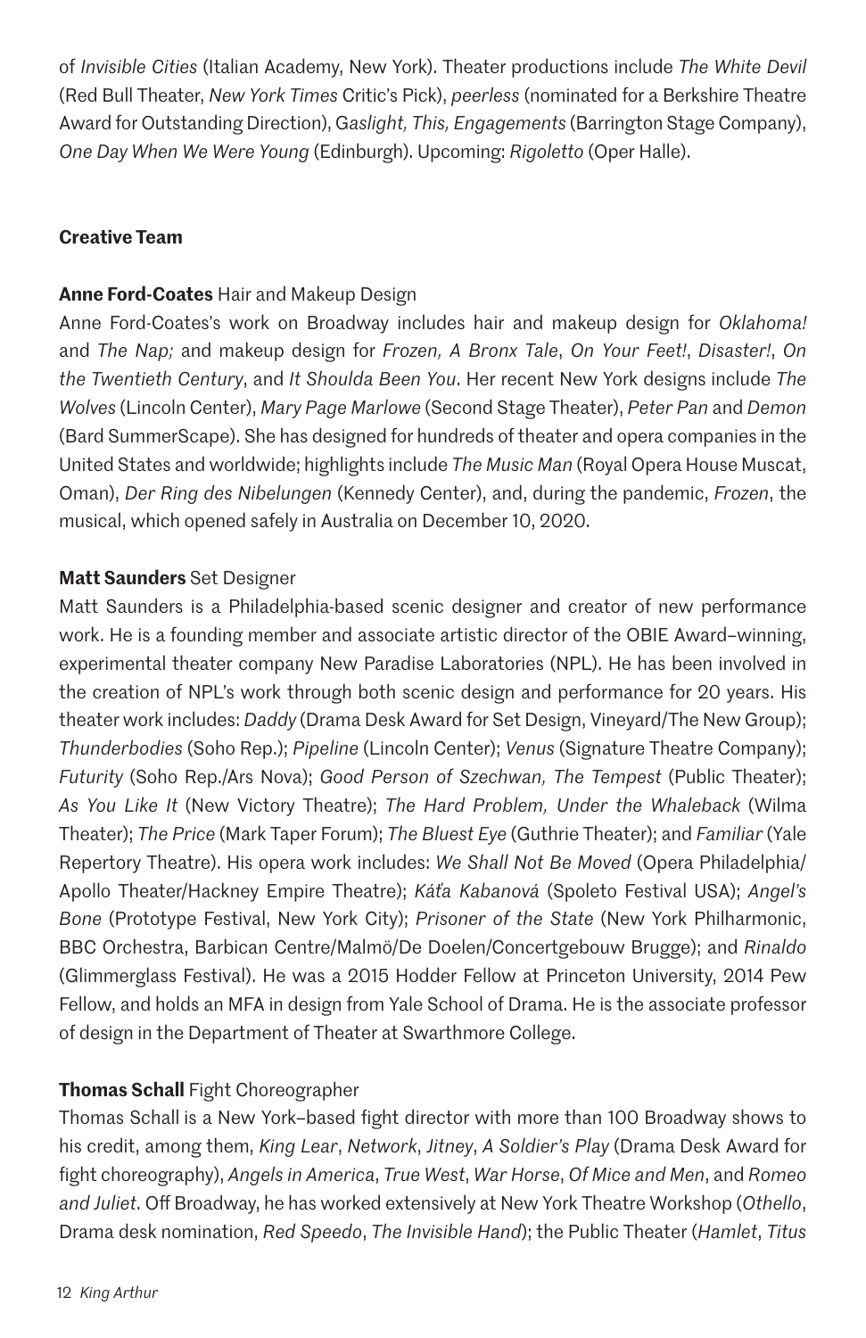of *Invisible Cities* (Italian Academy, New York). Theater productions include *The White Devil* (Red Bull Theater, *New York Times* Critic's Pick), *peerless* (nominated for a Berkshire Theatre Award for Outstanding Direction), G*aslight, This, Engagements* (Barrington Stage Company), *One Day When We Were Young* (Edinburgh). Upcoming: *Rigoletto* (Oper Halle).

## Creative Team

**Anne Ford-Coates** Hair and Makeup Design

Anne Ford-Coates's work on Broadway includes hair and makeup design for *Oklahoma!* and *The Nap;* and makeup design for *Frozen, A Bronx Tale*, *On Your Feet!*, *Disaster!*, *On the Twentieth Century*, and *It Shoulda Been You*. Her recent New York designs include *The Wolves* (Lincoln Center), *Mary Page Marlowe* (Second Stage Theater), *Peter Pan* and *Demon* (Bard SummerScape). She has designed for hundreds of theater and opera companies in the United States and worldwide; highlights include *The Music Man* (Royal Opera House Muscat, Oman), *Der Ring des Nibelungen* (Kennedy Center), and, during the pandemic, *Frozen*, the musical, which opened safely in Australia on December 10, 2020.

**Matt Saunders** Set Designer

Matt Saunders is a Philadelphia-based scenic designer and creator of new performance work. He is a founding member and associate artistic director of the OBIE Award–winning, experimental theater company New Paradise Laboratories (NPL). He has been involved in the creation of NPL's work through both scenic design and performance for 20 years. His theater work includes: *Daddy* (Drama Desk Award for Set Design, Vineyard/The New Group); *Thunderbodies* (Soho Rep.); *Pipeline* (Lincoln Center); *Venus* (Signature Theatre Company); *Futurity* (Soho Rep./Ars Nova); *Good Person of Szechwan, The Tempest* (Public Theater); *As You Like It* (New Victory Theatre); *The Hard Problem, Under the Whaleback* (Wilma Theater); *The Price* (Mark Taper Forum); *The Bluest Eye* (Guthrie Theater); and *Familiar* (Yale Repertory Theatre). His opera work includes: *We Shall Not Be Moved* (Opera Philadelphia/ Apollo Theater/Hackney Empire Theatre); *Káťa Kabanová* (Spoleto Festival USA); *Angel's Bone* (Prototype Festival, New York City); *Prisoner of the State* (New York Philharmonic, BBC Orchestra, Barbican Centre/Malmö/De Doelen/Concertgebouw Brugge); and *Rinaldo* (Glimmerglass Festival). He was a 2015 Hodder Fellow at Princeton University, 2014 Pew Fellow, and holds an MFA in design from Yale School of Drama. He is the associate professor of design in the Department of Theater at Swarthmore College.

**Thomas Schall** Fight Choreographer

Thomas Schall is a New York–based fight director with more than 100 Broadway shows to his credit, among them, *King Lear*, *Network*, *Jitney*, *A Soldier's Play* (Drama Desk Award for fight choreography), *Angels in America*, *True West*, *War Horse*, *Of Mice and Men*, and *Romeo and Juliet*. Off Broadway, he has worked extensively at New York Theatre Workshop (*Othello*, Drama desk nomination, *Red Speedo*, *The Invisible Hand*); the Public Theater (*Hamlet*, *Titus*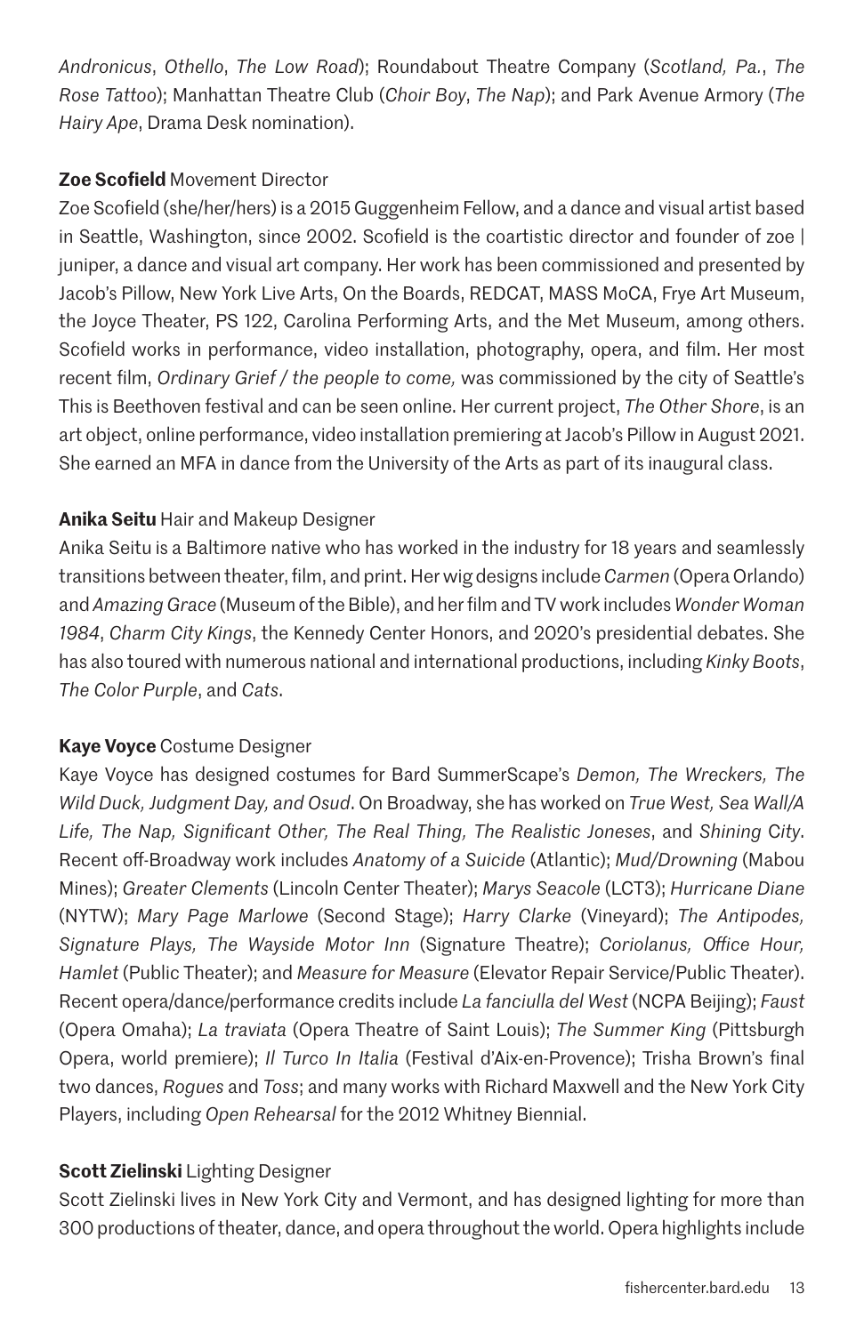*Andronicus*, *Othello*, *The Low Road*); Roundabout Theatre Company (*Scotland, Pa.*, *The Rose Tattoo*); Manhattan Theatre Club (*Choir Boy*, *The Nap*); and Park Avenue Armory (*The Hairy Ape*, Drama Desk nomination).

**Zoe Scofield** Movement Director

Zoe Scofield (she/her/hers) is a 2015 Guggenheim Fellow, and a dance and visual artist based in Seattle, Washington, since 2002. Scofield is the coartistic director and founder of zoe | juniper, a dance and visual art company. Her work has been commissioned and presented by Jacob's Pillow, New York Live Arts, On the Boards, REDCAT, MASS MoCA, Frye Art Museum, the Joyce Theater, PS 122, Carolina Performing Arts, and the Met Museum, among others. Scofield works in performance, video installation, photography, opera, and film. Her most recent film, *Ordinary Grief / the people to come,* was commissioned by the city of Seattle's This is Beethoven festival and can be seen online. Her current project, *The Other Shore*, is an art object, online performance, video installation premiering at Jacob's Pillow in August 2021. She earned an MFA in dance from the University of the Arts as part of its inaugural class.

**Anika Seitu** Hair and Makeup Designer

Anika Seitu is a Baltimore native who has worked in the industry for 18 years and seamlessly transitions between theater, film, and print. Her wig designs include *Carmen* (Opera Orlando) and *Amazing Grace* (Museum of the Bible), and her film and TV work includes *Wonder Woman 1984*, *Charm City Kings*, the Kennedy Center Honors, and 2020's presidential debates. She has also toured with numerous national and international productions, including *Kinky Boots*, *The Color Purple*, and *Cats*.

**Kaye Voyce** Costume Designer

Kaye Voyce has designed costumes for Bard SummerScape's *Demon, The Wreckers, The Wild Duck, Judgment Day, and Osud*. On Broadway, she has worked on *True West, Sea Wall/A Life, The Nap, Significant Other, The Real Thing, The Realistic Joneses*, and *Shining City*. Recent off-Broadway work includes *Anatomy of a Suicide* (Atlantic); *Mud/Drowning* (Mabou Mines); *Greater Clements* (Lincoln Center Theater); *Marys Seacole* (LCT3); *Hurricane Diane* (NYTW); *Mary Page Marlowe* (Second Stage); *Harry Clarke* (Vineyard); *The Antipodes, Signature Plays, The Wayside Motor Inn* (Signature Theatre); *Coriolanus, Office Hour, Hamlet* (Public Theater); and *Measure for Measure* (Elevator Repair Service/Public Theater). Recent opera/dance/performance credits include *La fanciulla del West* (NCPA Beijing); *Faust* (Opera Omaha); *La traviata* (Opera Theatre of Saint Louis); *The Summer King* (Pittsburgh Opera, world premiere); *Il Turco In Italia* (Festival d'Aix-en-Provence); Trisha Brown's final two dances, *Rogues* and *Toss*; and many works with Richard Maxwell and the New York City Players, including *Open Rehearsal* for the 2012 Whitney Biennial.

**Scott Zielinski** Lighting Designer

Scott Zielinski lives in New York City and Vermont, and has designed lighting for more than 300 productions of theater, dance, and opera throughout the world. Opera highlights include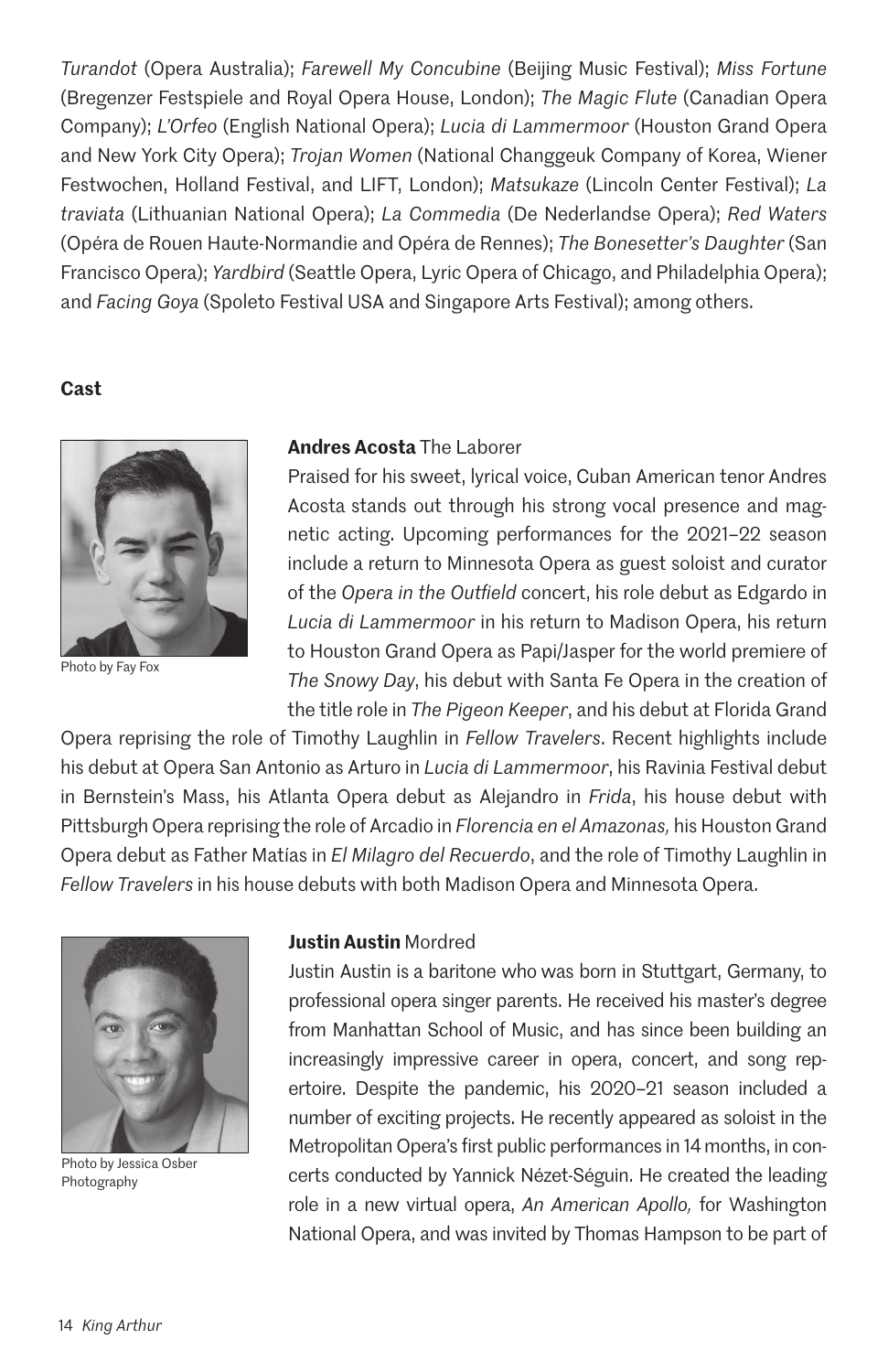*Turandot* (Opera Australia); *Farewell My Concubine* (Beijing Music Festival); *Miss Fortune* (Bregenzer Festspiele and Royal Opera House, London); *The Magic Flute* (Canadian Opera Company); *L'Orfeo* (English National Opera); *Lucia di Lammermoor* (Houston Grand Opera and New York City Opera); *Trojan Women* (National Changgeuk Company of Korea, Wiener Festwochen, Holland Festival, and LIFT, London); *Matsukaze* (Lincoln Center Festival); *La traviata* (Lithuanian National Opera); *La Commedia* (De Nederlandse Opera); *Red Waters* (Opéra de Rouen Haute-Normandie and Opéra de Rennes); *The Bonesetter's Daughter* (San Francisco Opera); *Yardbird* (Seattle Opera, Lyric Opera of Chicago, and Philadelphia Opera); and *Facing Goya* (Spoleto Festival USA and Singapore Arts Festival); among others.

## Cast

Photo by Fay Fox

**Andres Acosta** The Laborer

Praised for his sweet, lyrical voice, Cuban American tenor Andres Acosta stands out through his strong vocal presence and magnetic acting. Upcoming performances for the 2021–22 season include a return to Minnesota Opera as guest soloist and curator of the *Opera in the Outfield* concert, his role debut as Edgardo in *Lucia di Lammermoor* in his return to Madison Opera, his return to Houston Grand Opera as Papi/Jasper for the world premiere of *The Snowy Day*, his debut with Santa Fe Opera in the creation of the title role in *The Pigeon Keeper*, and his debut at Florida Grand Opera reprising the role of Timothy Laughlin in *Fellow Travelers*. Recent highlights include his debut at Opera San Antonio as Arturo in *Lucia di Lammermoor*, his Ravinia Festival debut in Bernstein's Mass, his Atlanta Opera debut as Alejandro in *Frida*, his house debut with Pittsburgh Opera reprising the role of Arcadio in *Florencia en el Amazonas,* his Houston Grand Opera debut as Father Matías in *El Milagro del Recuerdo*, and the role of Timothy Laughlin in *Fellow Travelers* in his house debuts with both Madison Opera and Minnesota Opera.

Photo by Jessica Osber Photography

**Justin Austin** Mordred

Justin Austin is a baritone who was born in Stuttgart, Germany, to professional opera singer parents. He received his master's degree from Manhattan School of Music, and has since been building an increasingly impressive career in opera, concert, and song repertoire. Despite the pandemic, his 2020–21 season included a number of exciting projects. He recently appeared as soloist in the Metropolitan Opera's first public performances in 14 months, in concerts conducted by Yannick Nézet-Séguin. He created the leading role in a new virtual opera, *An American Apollo,* for Washington National Opera, and was invited by Thomas Hampson to be part of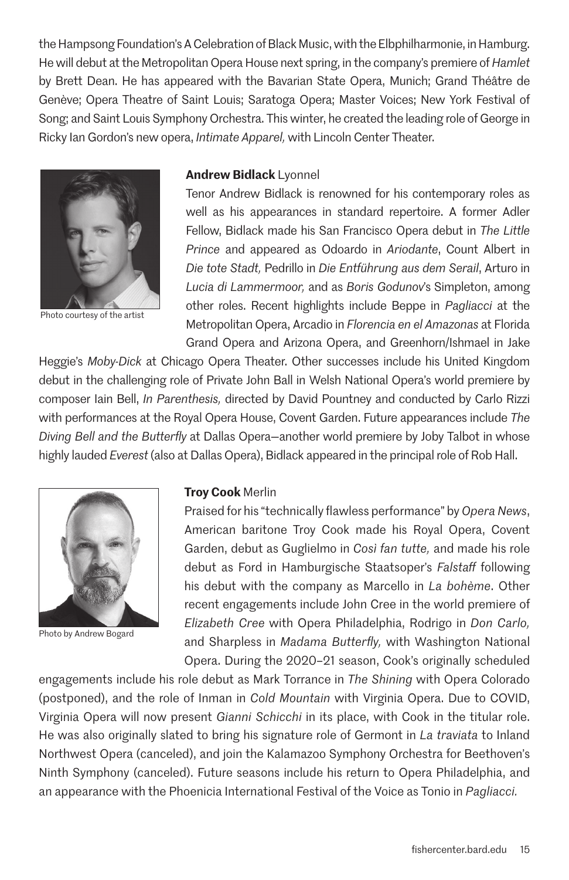the Hampsong Foundation's A Celebration of Black Music, with the Elbphilharmonie, in Hamburg. He will debut at the Metropolitan Opera House next spring, in the company's premiere of *Hamlet* by Brett Dean. He has appeared with the Bavarian State Opera, Munich; Grand Théâtre de Genève; Opera Theatre of Saint Louis; Saratoga Opera; Master Voices; New York Festival of Song; and Saint Louis Symphony Orchestra. This winter, he created the leading role of George in Ricky Ian Gordon's new opera, *Intimate Apparel,* with Lincoln Center Theater.

Photo courtesy of the artist

**Andrew Bidlack** Lyonnel

Tenor Andrew Bidlack is renowned for his contemporary roles as well as his appearances in standard repertoire. A former Adler Fellow, Bidlack made his San Francisco Opera debut in *The Little Prince* and appeared as Odoardo in *Ariodante*, Count Albert in *Die tote Stadt,* Pedrillo in *Die Entführung aus dem Serail*, Arturo in *Lucia di Lammermoor,* and as *Boris Godunov*'s Simpleton, among other roles. Recent highlights include Beppe in *Pagliacci* at the Metropolitan Opera, Arcadio in *Florencia en el Amazonas* at Florida Grand Opera and Arizona Opera, and Greenhorn/Ishmael in Jake Heggie's *Moby-Dick* at Chicago Opera Theater. Other successes include his United Kingdom debut in the challenging role of Private John Ball in Welsh National Opera's world premiere by composer Iain Bell, *In Parenthesis,* directed by David Pountney and conducted by Carlo Rizzi with performances at the Royal Opera House, Covent Garden. Future appearances include *The Diving Bell and the Butterfly* at Dallas Opera—another world premiere by Joby Talbot in whose highly lauded *Everest* (also at Dallas Opera), Bidlack appeared in the principal role of Rob Hall.

Photo by Andrew Bogard

**Troy Cook** Merlin

Praised for his "technically flawless performance" by *Opera News*, American baritone Troy Cook made his Royal Opera, Covent Garden, debut as Guglielmo in *Così fan tutte,* and made his role debut as Ford in Hamburgische Staatsoper's *Falstaff* following his debut with the company as Marcello in *La bohème*. Other recent engagements include John Cree in the world premiere of *Elizabeth Cree* with Opera Philadelphia, Rodrigo in *Don Carlo,* and Sharpless in *Madama Butterfly,* with Washington National Opera. During the 2020–21 season, Cook's originally scheduled engagements include his role debut as Mark Torrance in *The Shining* with Opera Colorado (postponed), and the role of Inman in *Cold Mountain* with Virginia Opera. Due to COVID, Virginia Opera will now present *Gianni Schicchi* in its place, with Cook in the titular role. He was also originally slated to bring his signature role of Germont in *La traviata* to Inland Northwest Opera (canceled), and join the Kalamazoo Symphony Orchestra for Beethoven's Ninth Symphony (canceled). Future seasons include his return to Opera Philadelphia, and an appearance with the Phoenicia International Festival of the Voice as Tonio in *Pagliacci.*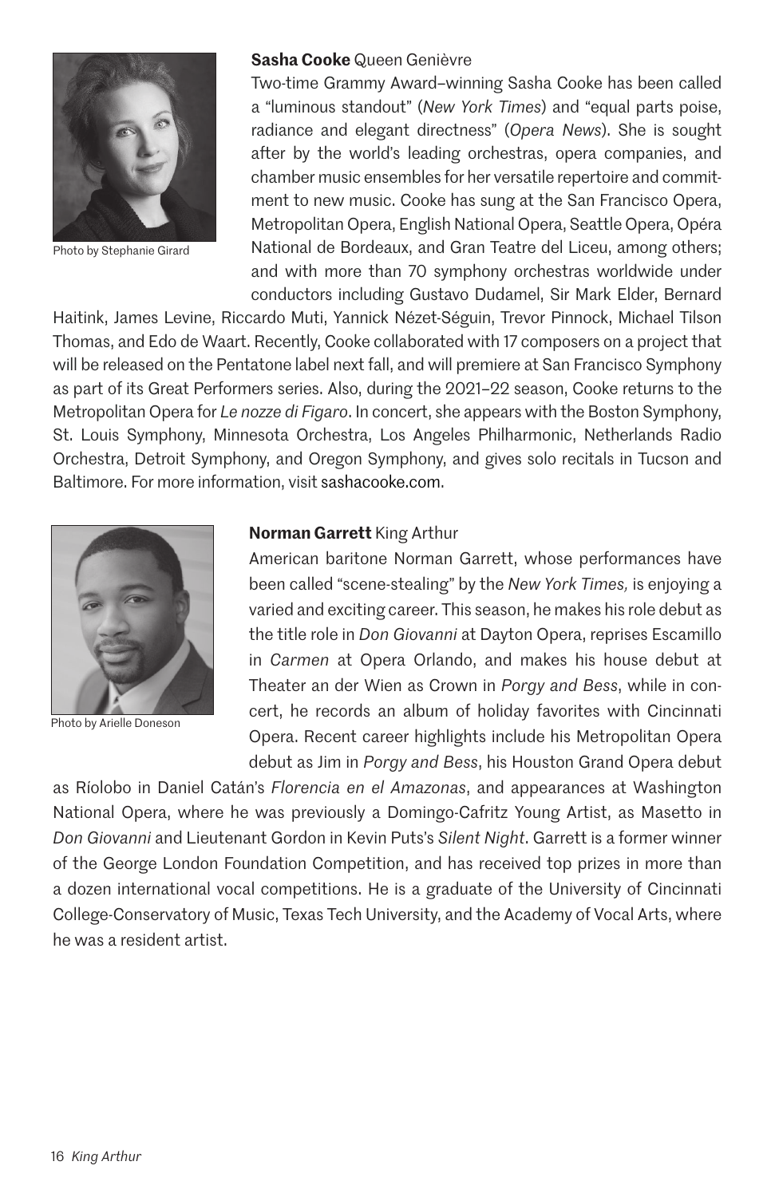**Sasha Cooke** Queen Genièvre

Photo by Stephanie Girard

Two-time Grammy Award–winning Sasha Cooke has been called a “luminous standout” (*New York Times*) and “equal parts poise, radiance and elegant directness” (*Opera News*). She is sought after by the world’s leading orchestras, opera companies, and chamber music ensembles for her versatile repertoire and commitment to new music. Cooke has sung at the San Francisco Opera, Metropolitan Opera, English National Opera, Seattle Opera, Opéra National de Bordeaux, and Gran Teatre del Liceu, among others; and with more than 70 symphony orchestras worldwide under conductors including Gustavo Dudamel, Sir Mark Elder, Bernard Haitink, James Levine, Riccardo Muti, Yannick Nézet-Séguin, Trevor Pinnock, Michael Tilson Thomas, and Edo de Waart. Recently, Cooke collaborated with 17 composers on a project that will be released on the Pentatone label next fall, and will premiere at San Francisco Symphony as part of its Great Performers series. Also, during the 2021–22 season, Cooke returns to the Metropolitan Opera for *Le nozze di Figaro*. In concert, she appears with the Boston Symphony, St. Louis Symphony, Minnesota Orchestra, Los Angeles Philharmonic, Netherlands Radio Orchestra, Detroit Symphony, and Oregon Symphony, and gives solo recitals in Tucson and Baltimore. For more information, visit sashacooke.com.

**Norman Garrett** King Arthur

Photo by Arielle Doneson

American baritone Norman Garrett, whose performances have been called “scene-stealing” by the *New York Times,* is enjoying a varied and exciting career. This season, he makes his role debut as the title role in *Don Giovanni* at Dayton Opera, reprises Escamillo in *Carmen* at Opera Orlando, and makes his house debut at Theater an der Wien as Crown in *Porgy and Bess*, while in concert, he records an album of holiday favorites with Cincinnati Opera. Recent career highlights include his Metropolitan Opera debut as Jim in *Porgy and Bess*, his Houston Grand Opera debut as Ríolobo in Daniel Catán’s *Florencia en el Amazonas*, and appearances at Washington National Opera, where he was previously a Domingo-Cafritz Young Artist, as Masetto in *Don Giovanni* and Lieutenant Gordon in Kevin Puts’s *Silent Night*. Garrett is a former winner of the George London Foundation Competition, and has received top prizes in more than a dozen international vocal competitions. He is a graduate of the University of Cincinnati College-Conservatory of Music, Texas Tech University, and the Academy of Vocal Arts, where he was a resident artist.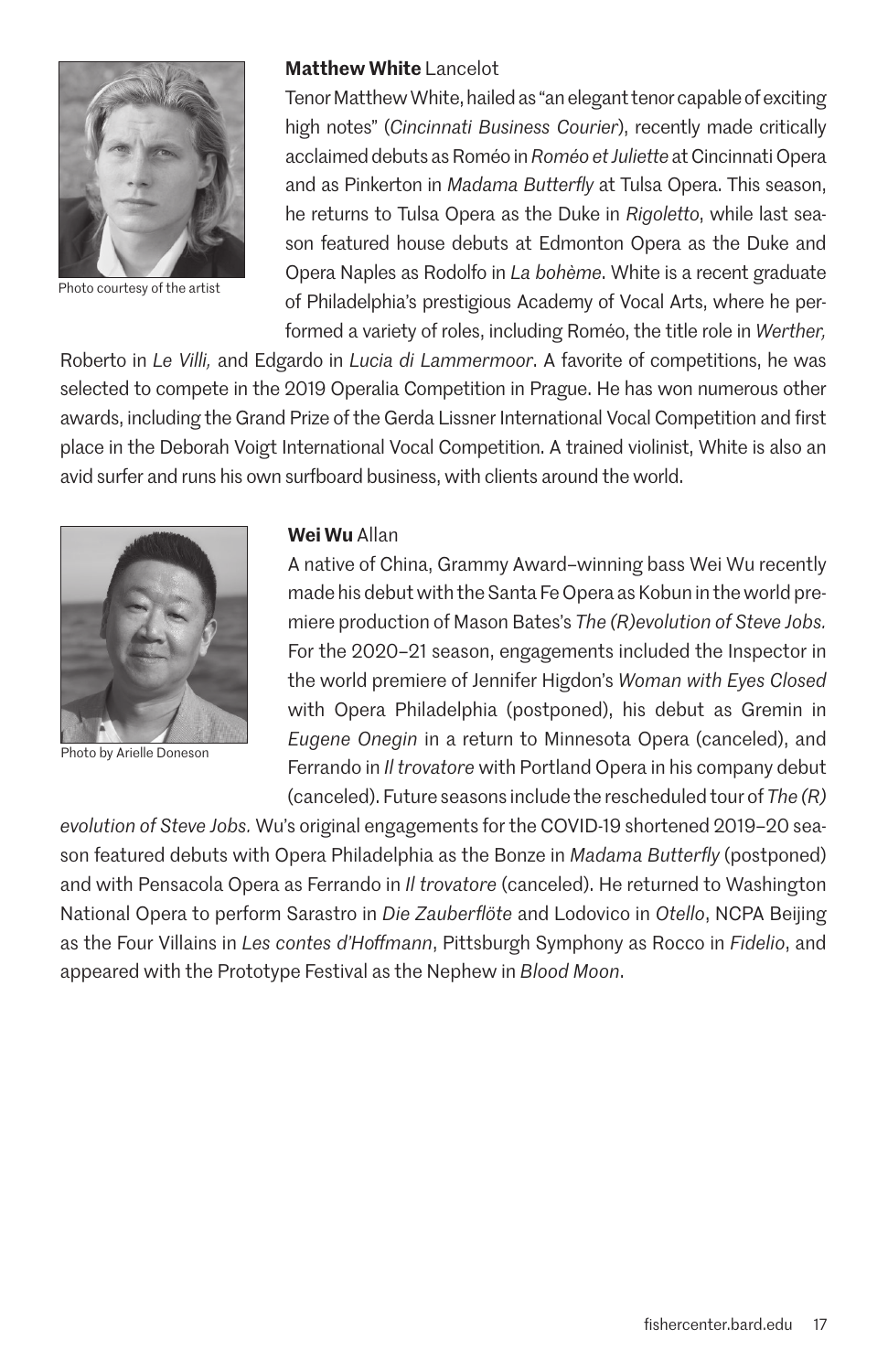Photo courtesy of the artist

**Matthew White** Lancelot

Tenor Matthew White, hailed as "an elegant tenor capable of exciting high notes" (*Cincinnati Business Courier*), recently made critically acclaimed debuts as Roméo in *Roméo et Juliette* at Cincinnati Opera and as Pinkerton in *Madama Butterfly* at Tulsa Opera. This season, he returns to Tulsa Opera as the Duke in *Rigoletto*, while last season featured house debuts at Edmonton Opera as the Duke and Opera Naples as Rodolfo in *La bohème*. White is a recent graduate of Philadelphia's prestigious Academy of Vocal Arts, where he performed a variety of roles, including Roméo, the title role in *Werther,* Roberto in *Le Villi,* and Edgardo in *Lucia di Lammermoor*. A favorite of competitions, he was selected to compete in the 2019 Operalia Competition in Prague. He has won numerous other awards, including the Grand Prize of the Gerda Lissner International Vocal Competition and first place in the Deborah Voigt International Vocal Competition. A trained violinist, White is also an avid surfer and runs his own surfboard business, with clients around the world.

Photo by Arielle Doneson

**Wei Wu** Allan

A native of China, Grammy Award–winning bass Wei Wu recently made his debut with the Santa Fe Opera as Kobun in the world premiere production of Mason Bates's *The (R)evolution of Steve Jobs.* For the 2020–21 season, engagements included the Inspector in the world premiere of Jennifer Higdon's *Woman with Eyes Closed* with Opera Philadelphia (postponed), his debut as Gremin in *Eugene Onegin* in a return to Minnesota Opera (canceled), and Ferrando in *Il trovatore* with Portland Opera in his company debut (canceled). Future seasons include the rescheduled tour of *The (R)evolution of Steve Jobs.* Wu's original engagements for the COVID-19 shortened 2019–20 season featured debuts with Opera Philadelphia as the Bonze in *Madama Butterfly* (postponed) and with Pensacola Opera as Ferrando in *Il trovatore* (canceled). He returned to Washington National Opera to perform Sarastro in *Die Zauberflöte* and Lodovico in *Otello*, NCPA Beijing as the Four Villains in *Les contes d'Hoffmann*, Pittsburgh Symphony as Rocco in *Fidelio*, and appeared with the Prototype Festival as the Nephew in *Blood Moon*.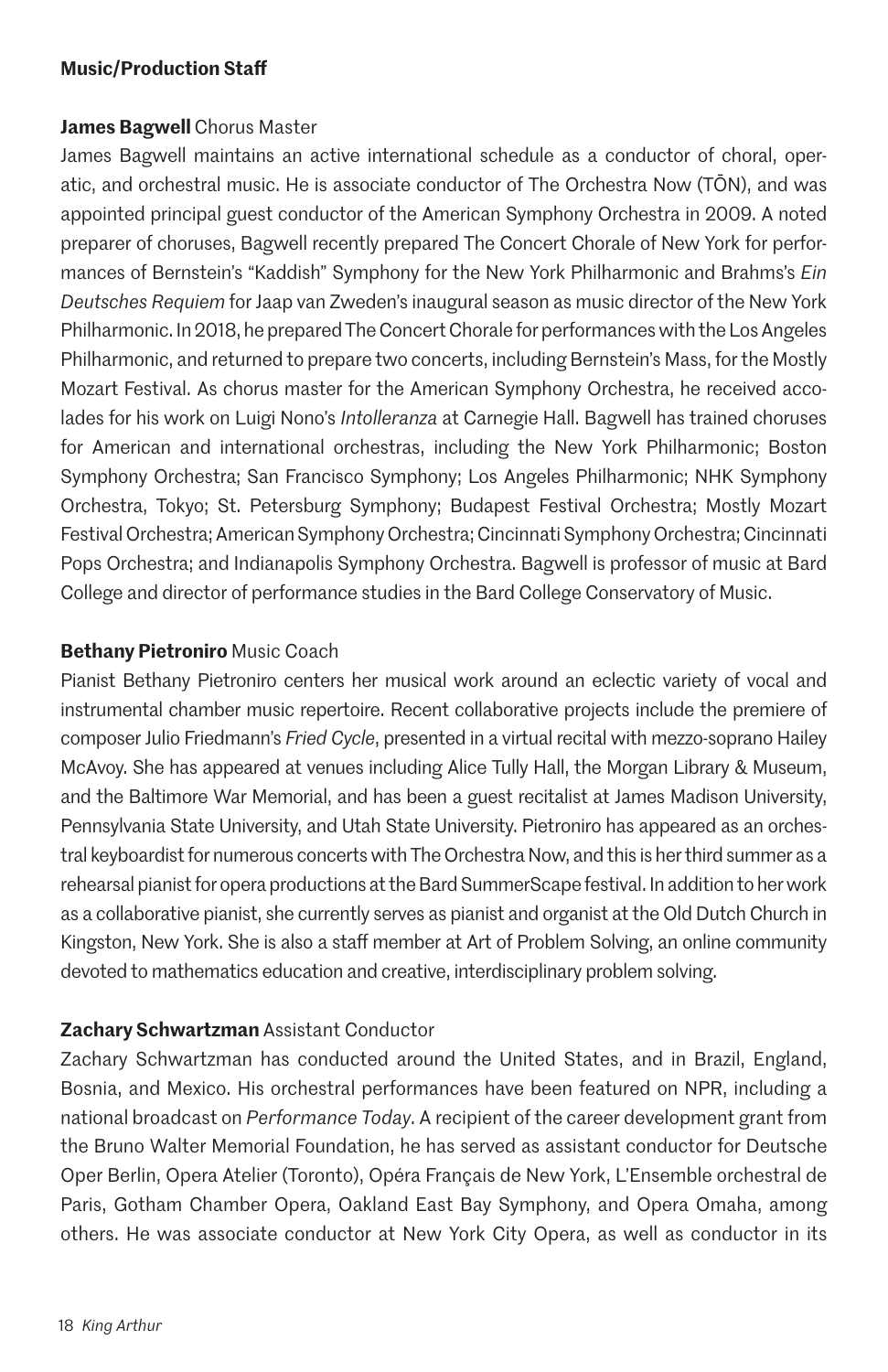### Music/Production Staff

**James Bagwell** Chorus Master

James Bagwell maintains an active international schedule as a conductor of choral, operatic, and orchestral music. He is associate conductor of The Orchestra Now (TŌN), and was appointed principal guest conductor of the American Symphony Orchestra in 2009. A noted preparer of choruses, Bagwell recently prepared The Concert Chorale of New York for performances of Bernstein's "Kaddish" Symphony for the New York Philharmonic and Brahms's *Ein Deutsches Requiem* for Jaap van Zweden's inaugural season as music director of the New York Philharmonic. In 2018, he prepared The Concert Chorale for performances with the Los Angeles Philharmonic, and returned to prepare two concerts, including Bernstein's Mass, for the Mostly Mozart Festival. As chorus master for the American Symphony Orchestra, he received accolades for his work on Luigi Nono's *Intolleranza* at Carnegie Hall. Bagwell has trained choruses for American and international orchestras, including the New York Philharmonic; Boston Symphony Orchestra; San Francisco Symphony; Los Angeles Philharmonic; NHK Symphony Orchestra, Tokyo; St. Petersburg Symphony; Budapest Festival Orchestra; Mostly Mozart Festival Orchestra; American Symphony Orchestra; Cincinnati Symphony Orchestra; Cincinnati Pops Orchestra; and Indianapolis Symphony Orchestra. Bagwell is professor of music at Bard College and director of performance studies in the Bard College Conservatory of Music.

**Bethany Pietroniro** Music Coach

Pianist Bethany Pietroniro centers her musical work around an eclectic variety of vocal and instrumental chamber music repertoire. Recent collaborative projects include the premiere of composer Julio Friedmann's *Fried Cycle*, presented in a virtual recital with mezzo-soprano Hailey McAvoy. She has appeared at venues including Alice Tully Hall, the Morgan Library & Museum, and the Baltimore War Memorial, and has been a guest recitalist at James Madison University, Pennsylvania State University, and Utah State University. Pietroniro has appeared as an orchestral keyboardist for numerous concerts with The Orchestra Now, and this is her third summer as a rehearsal pianist for opera productions at the Bard SummerScape festival. In addition to her work as a collaborative pianist, she currently serves as pianist and organist at the Old Dutch Church in Kingston, New York. She is also a staff member at Art of Problem Solving, an online community devoted to mathematics education and creative, interdisciplinary problem solving.

**Zachary Schwartzman** Assistant Conductor

Zachary Schwartzman has conducted around the United States, and in Brazil, England, Bosnia, and Mexico. His orchestral performances have been featured on NPR, including a national broadcast on *Performance Today*. A recipient of the career development grant from the Bruno Walter Memorial Foundation, he has served as assistant conductor for Deutsche Oper Berlin, Opera Atelier (Toronto), Opéra Français de New York, L'Ensemble orchestral de Paris, Gotham Chamber Opera, Oakland East Bay Symphony, and Opera Omaha, among others. He was associate conductor at New York City Opera, as well as conductor in its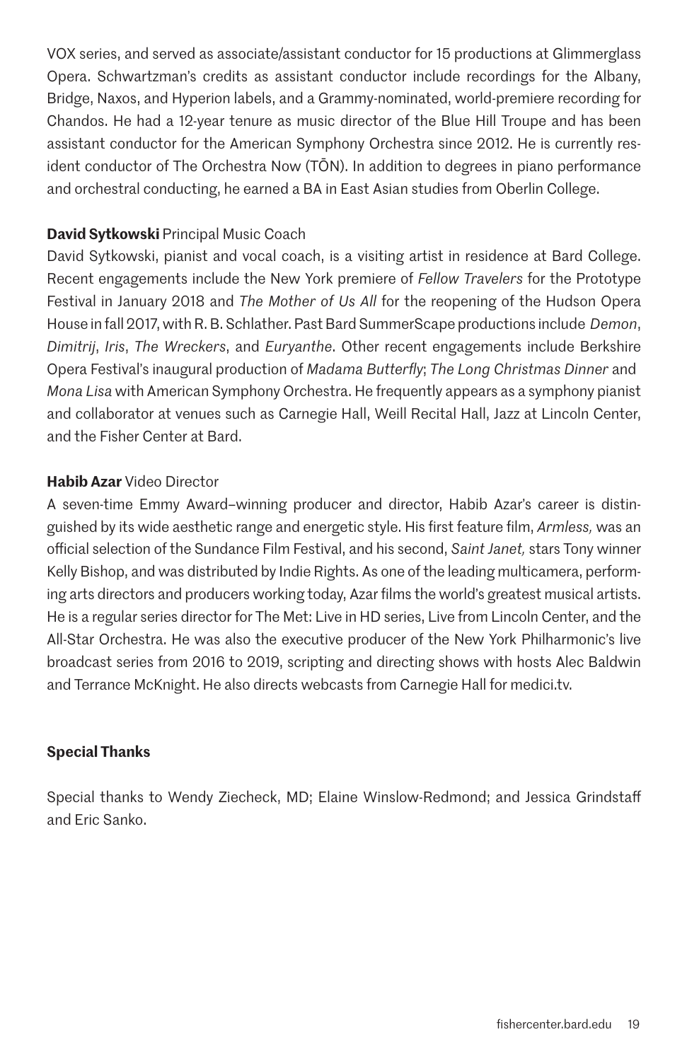VOX series, and served as associate/assistant conductor for 15 productions at Glimmerglass Opera. Schwartzman's credits as assistant conductor include recordings for the Albany, Bridge, Naxos, and Hyperion labels, and a Grammy-nominated, world-premiere recording for Chandos. He had a 12-year tenure as music director of the Blue Hill Troupe and has been assistant conductor for the American Symphony Orchestra since 2012. He is currently resident conductor of The Orchestra Now (TŌN). In addition to degrees in piano performance and orchestral conducting, he earned a BA in East Asian studies from Oberlin College.

**David Sytkowski** Principal Music Coach

David Sytkowski, pianist and vocal coach, is a visiting artist in residence at Bard College. Recent engagements include the New York premiere of *Fellow Travelers* for the Prototype Festival in January 2018 and *The Mother of Us All* for the reopening of the Hudson Opera House in fall 2017, with R. B. Schlather. Past Bard SummerScape productions include *Demon*, *Dimitrij*, *Iris*, *The Wreckers*, and *Euryanthe*. Other recent engagements include Berkshire Opera Festival's inaugural production of *Madama Butterfly*; *The Long Christmas Dinner* and *Mona Lisa* with American Symphony Orchestra. He frequently appears as a symphony pianist and collaborator at venues such as Carnegie Hall, Weill Recital Hall, Jazz at Lincoln Center, and the Fisher Center at Bard.

**Habib Azar** Video Director

A seven-time Emmy Award–winning producer and director, Habib Azar's career is distinguished by its wide aesthetic range and energetic style. His first feature film, *Armless,* was an official selection of the Sundance Film Festival, and his second, *Saint Janet,* stars Tony winner Kelly Bishop, and was distributed by Indie Rights. As one of the leading multicamera, performing arts directors and producers working today, Azar films the world's greatest musical artists. He is a regular series director for The Met: Live in HD series, Live from Lincoln Center, and the All-Star Orchestra. He was also the executive producer of the New York Philharmonic's live broadcast series from 2016 to 2019, scripting and directing shows with hosts Alec Baldwin and Terrance McKnight. He also directs webcasts from Carnegie Hall for medici.tv.

**Special Thanks**

Special thanks to Wendy Ziecheck, MD; Elaine Winslow-Redmond; and Jessica Grindstaff and Eric Sanko.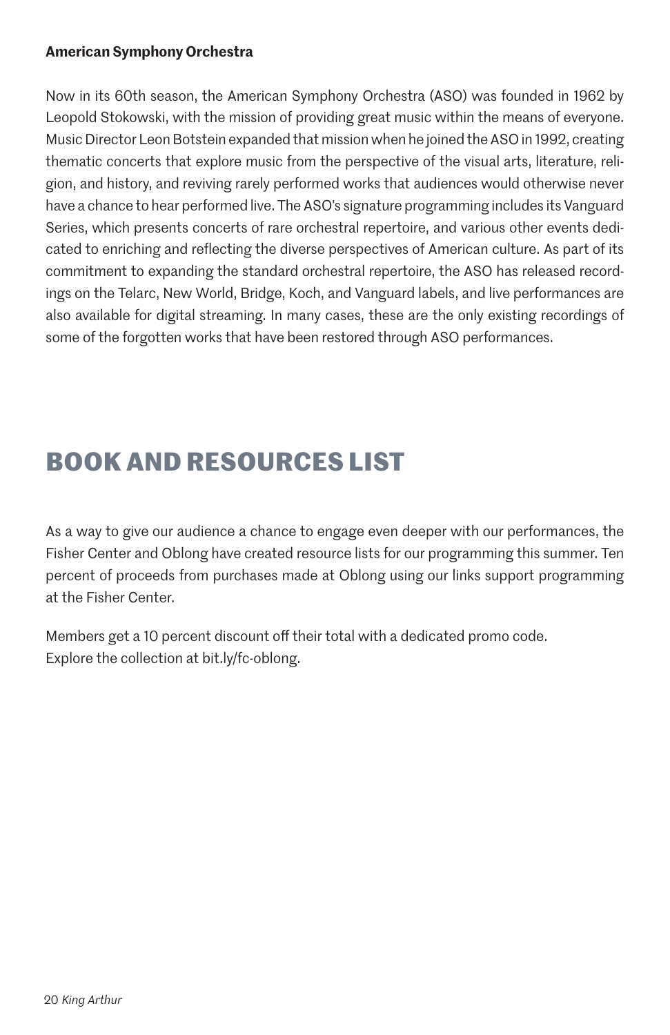**American Symphony Orchestra**

Now in its 60th season, the American Symphony Orchestra (ASO) was founded in 1962 by Leopold Stokowski, with the mission of providing great music within the means of everyone. Music Director Leon Botstein expanded that mission when he joined the ASO in 1992, creating thematic concerts that explore music from the perspective of the visual arts, literature, religion, and history, and reviving rarely performed works that audiences would otherwise never have a chance to hear performed live. The ASO's signature programming includes its Vanguard Series, which presents concerts of rare orchestral repertoire, and various other events dedicated to enriching and reflecting the diverse perspectives of American culture. As part of its commitment to expanding the standard orchestral repertoire, the ASO has released recordings on the Telarc, New World, Bridge, Koch, and Vanguard labels, and live performances are also available for digital streaming. In many cases, these are the only existing recordings of some of the forgotten works that have been restored through ASO performances.

# BOOK AND RESOURCES LIST

As a way to give our audience a chance to engage even deeper with our performances, the Fisher Center and Oblong have created resource lists for our programming this summer. Ten percent of proceeds from purchases made at Oblong using our links support programming at the Fisher Center.

Members get a 10 percent discount off their total with a dedicated promo code.
Explore the collection at bit.ly/fc-oblong.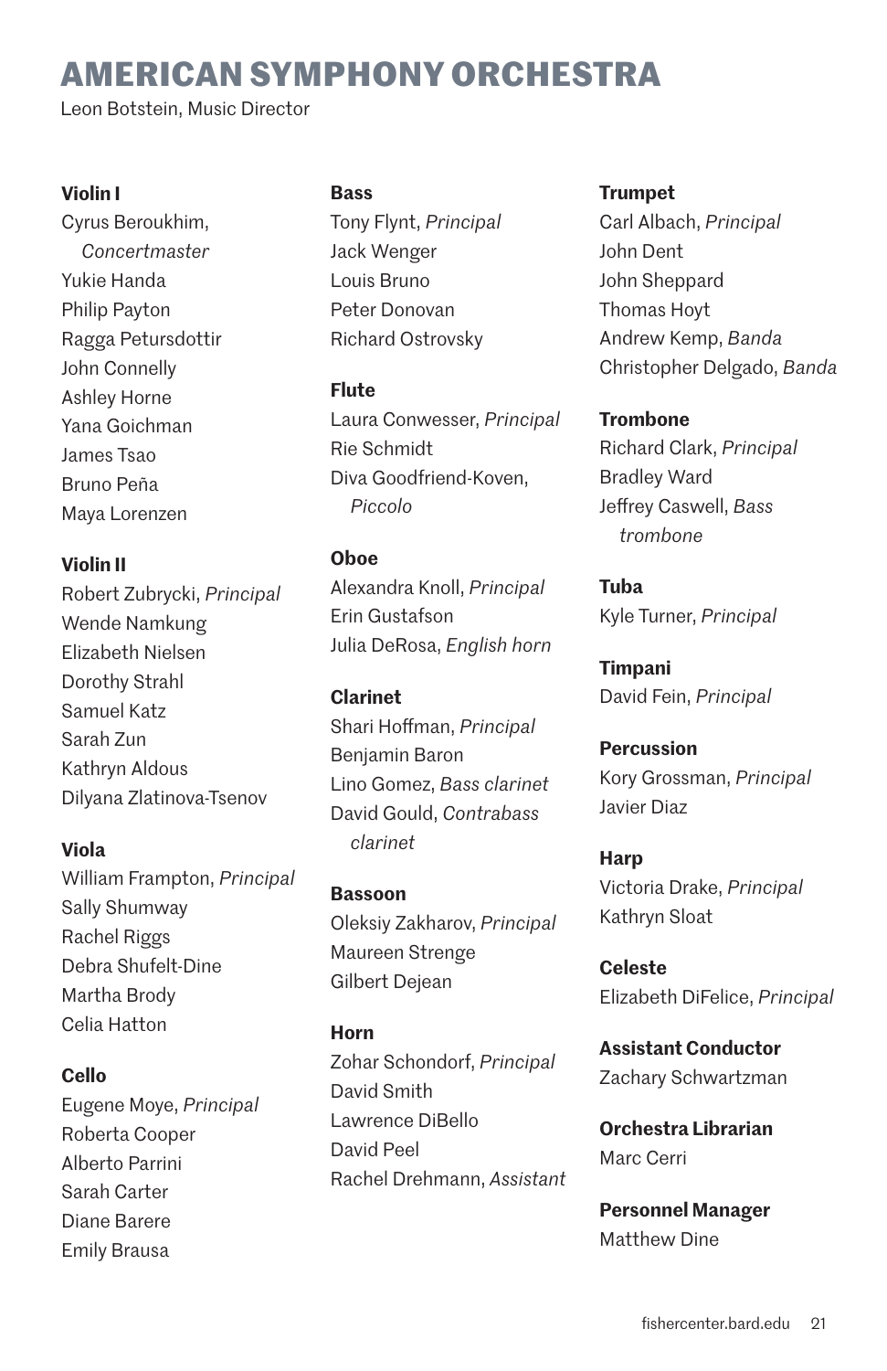# AMERICAN SYMPHONY ORCHESTRA

Leon Botstein, Music Director

**Violin I**
Cyrus Beroukhim, *Concertmaster*
Yukie Handa
Philip Payton
Ragga Petursdottir
John Connelly
Ashley Horne
Yana Goichman
James Tsao
Bruno Peña
Maya Lorenzen

**Violin II**
Robert Zubrycki, *Principal*
Wende Namkung
Elizabeth Nielsen
Dorothy Strahl
Samuel Katz
Sarah Zun
Kathryn Aldous
Dilyana Zlatinova-Tsenov

**Viola**
William Frampton, *Principal*
Sally Shumway
Rachel Riggs
Debra Shufelt-Dine
Martha Brody
Celia Hatton

**Cello**
Eugene Moye, *Principal*
Roberta Cooper
Alberto Parrini
Sarah Carter
Diane Barere
Emily Brausa

**Bass**
Tony Flynt, *Principal*
Jack Wenger
Louis Bruno
Peter Donovan
Richard Ostrovsky

**Flute**
Laura Conwesser, *Principal*
Rie Schmidt
Diva Goodfriend-Koven, *Piccolo*

**Oboe**
Alexandra Knoll, *Principal*
Erin Gustafson
Julia DeRosa, *English horn*

**Clarinet**
Shari Hoffman, *Principal*
Benjamin Baron
Lino Gomez, *Bass clarinet*
David Gould, *Contrabass clarinet*

**Bassoon**
Oleksiy Zakharov, *Principal*
Maureen Strenge
Gilbert Dejean

**Horn**
Zohar Schondorf, *Principal*
David Smith
Lawrence DiBello
David Peel
Rachel Drehmann, *Assistant*

**Trumpet**
Carl Albach, *Principal*
John Dent
John Sheppard
Thomas Hoyt
Andrew Kemp, *Banda*
Christopher Delgado, *Banda*

**Trombone**
Richard Clark, *Principal*
Bradley Ward
Jeffrey Caswell, *Bass trombone*

**Tuba**
Kyle Turner, *Principal*

**Timpani**
David Fein, *Principal*

**Percussion**
Kory Grossman, *Principal*
Javier Diaz

**Harp**
Victoria Drake, *Principal*
Kathryn Sloat

**Celeste**
Elizabeth DiFelice, *Principal*

**Assistant Conductor**
Zachary Schwartzman

**Orchestra Librarian**
Marc Cerri

**Personnel Manager**
Matthew Dine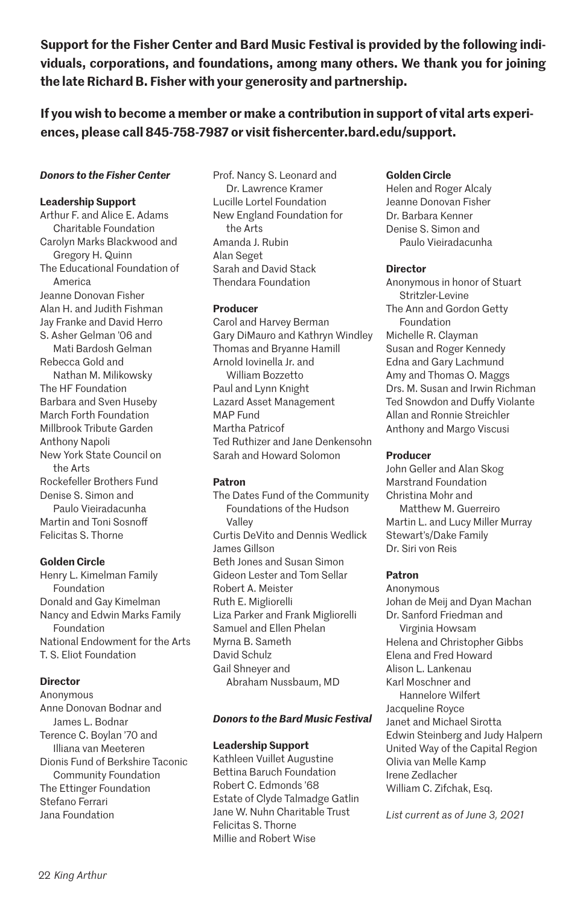**Support for the Fisher Center and Bard Music Festival is provided by the following individuals, corporations, and foundations, among many others. We thank you for joining the late Richard B. Fisher with your generosity and partnership.**

**If you wish to become a member or make a contribution in support of vital arts experiences, please call 845-758-7987 or visit fishercenter.bard.edu/support.**

### *Donors to the Fisher Center*

**Leadership Support**

Arthur F. and Alice E. Adams Charitable Foundation
Carolyn Marks Blackwood and Gregory H. Quinn
The Educational Foundation of America
Jeanne Donovan Fisher
Alan H. and Judith Fishman
Jay Franke and David Herro
S. Asher Gelman '06 and Mati Bardosh Gelman
Rebecca Gold and Nathan M. Milikowsky
The HF Foundation
Barbara and Sven Huseby
March Forth Foundation
Millbrook Tribute Garden
Anthony Napoli
New York State Council on the Arts
Rockefeller Brothers Fund
Denise S. Simon and Paulo Vieiradacunha
Martin and Toni Sosnoff
Felicitas S. Thorne

**Golden Circle**

Henry L. Kimelman Family Foundation
Donald and Gay Kimelman
Nancy and Edwin Marks Family Foundation
National Endowment for the Arts
T. S. Eliot Foundation

**Director**

Anonymous
Anne Donovan Bodnar and James L. Bodnar
Terence C. Boylan '70 and Illiana van Meeteren
Dionis Fund of Berkshire Taconic Community Foundation
The Ettinger Foundation
Stefano Ferrari
Jana Foundation
Prof. Nancy S. Leonard and Dr. Lawrence Kramer
Lucille Lortel Foundation
New England Foundation for the Arts
Amanda J. Rubin
Alan Seget
Sarah and David Stack
Thendara Foundation

**Producer**

Carol and Harvey Berman
Gary DiMauro and Kathryn Windley
Thomas and Bryanne Hamill
Arnold Iovinella Jr. and William Bozzetto
Paul and Lynn Knight
Lazard Asset Management
MAP Fund
Martha Patricof
Ted Ruthizer and Jane Denkensohn
Sarah and Howard Solomon

**Patron**

The Dates Fund of the Community Foundations of the Hudson Valley
Curtis DeVito and Dennis Wedlick
James Gillson
Beth Jones and Susan Simon
Gideon Lester and Tom Sellar
Robert A. Meister
Ruth E. Migliorelli
Liza Parker and Frank Migliorelli
Samuel and Ellen Phelan
Myrna B. Sameth
David Schulz
Gail Shneyer and Abraham Nussbaum, MD

### *Donors to the Bard Music Festival*

**Leadership Support**

Kathleen Vuillet Augustine
Bettina Baruch Foundation
Robert C. Edmonds '68
Estate of Clyde Talmadge Gatlin
Jane W. Nuhn Charitable Trust
Felicitas S. Thorne
Millie and Robert Wise

**Golden Circle**

Helen and Roger Alcaly
Jeanne Donovan Fisher
Dr. Barbara Kenner
Denise S. Simon and Paulo Vieiradacunha

**Director**

Anonymous in honor of Stuart Stritzler-Levine
The Ann and Gordon Getty Foundation
Michelle R. Clayman
Susan and Roger Kennedy
Edna and Gary Lachmund
Amy and Thomas O. Maggs
Drs. M. Susan and Irwin Richman
Ted Snowdon and Duffy Violante
Allan and Ronnie Streichler
Anthony and Margo Viscusi

**Producer**

John Geller and Alan Skog
Marstrand Foundation
Christina Mohr and Matthew M. Guerreiro
Martin L. and Lucy Miller Murray
Stewart's/Dake Family
Dr. Siri von Reis

**Patron**

Anonymous
Johan de Meij and Dyan Machan
Dr. Sanford Friedman and Virginia Howsam
Helena and Christopher Gibbs
Elena and Fred Howard
Alison L. Lankenau
Karl Moschner and Hannelore Wilfert
Jacqueline Royce
Janet and Michael Sirotta
Edwin Steinberg and Judy Halpern
United Way of the Capital Region
Olivia van Melle Kamp
Irene Zedlacher
William C. Zifchak, Esq.

*List current as of June 3, 2021*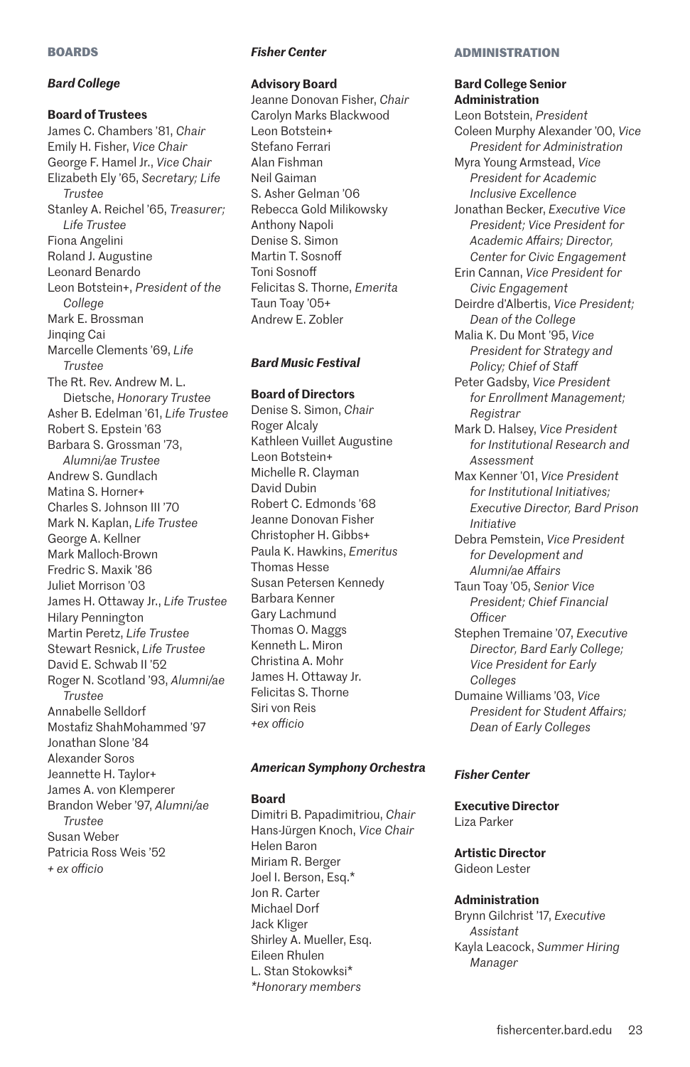## BOARDS

### *Bard College*

**Board of Trustees**

James C. Chambers '81, *Chair*
Emily H. Fisher, *Vice Chair*
George F. Hamel Jr., *Vice Chair*
Elizabeth Ely '65, *Secretary; Life Trustee*
Stanley A. Reichel '65, *Treasurer; Life Trustee*
Fiona Angelini
Roland J. Augustine
Leonard Benardo
Leon Botstein+, *President of the College*
Mark E. Brossman
Jinqing Cai
Marcelle Clements '69, *Life Trustee*
The Rt. Rev. Andrew M. L. Dietsche, *Honorary Trustee*
Asher B. Edelman '61, *Life Trustee*
Robert S. Epstein '63
Barbara S. Grossman '73, *Alumni/ae Trustee*
Andrew S. Gundlach
Matina S. Horner+
Charles S. Johnson III '70
Mark N. Kaplan, *Life Trustee*
George A. Kellner
Mark Malloch-Brown
Fredric S. Maxik '86
Juliet Morrison '03
James H. Ottaway Jr., *Life Trustee*
Hilary Pennington
Martin Peretz, *Life Trustee*
Stewart Resnick, *Life Trustee*
David E. Schwab II '52
Roger N. Scotland '93, *Alumni/ae Trustee*
Annabelle Selldorf
Mostafiz ShahMohammed '97
Jonathan Slone '84
Alexander Soros
Jeannette H. Taylor+
James A. von Klemperer
Brandon Weber '97, *Alumni/ae Trustee*
Susan Weber
Patricia Ross Weis '52
*+ ex officio*

### *Fisher Center*

**Advisory Board**

Jeanne Donovan Fisher, *Chair*
Carolyn Marks Blackwood
Leon Botstein+
Stefano Ferrari
Alan Fishman
Neil Gaiman
S. Asher Gelman '06
Rebecca Gold Milikowsky
Anthony Napoli
Denise S. Simon
Martin T. Sosnoff
Toni Sosnoff
Felicitas S. Thorne, *Emerita*
Taun Toay '05+
Andrew E. Zobler

### *Bard Music Festival*

**Board of Directors**

Denise S. Simon, *Chair*
Roger Alcaly
Kathleen Vuillet Augustine
Leon Botstein+
Michelle R. Clayman
David Dubin
Robert C. Edmonds '68
Jeanne Donovan Fisher
Christopher H. Gibbs+
Paula K. Hawkins, *Emeritus*
Thomas Hesse
Susan Petersen Kennedy
Barbara Kenner
Gary Lachmund
Thomas O. Maggs
Kenneth L. Miron
Christina A. Mohr
James H. Ottaway Jr.
Felicitas S. Thorne
Siri von Reis
*+ex officio*

### *American Symphony Orchestra*

**Board**

Dimitri B. Papadimitriou, *Chair*
Hans-Jürgen Knoch, *Vice Chair*
Helen Baron
Miriam R. Berger
Joel I. Berson, Esq.*
Jon R. Carter
Michael Dorf
Jack Kliger
Shirley A. Mueller, Esq.
Eileen Rhulen
L. Stan Stokowksi*
*\*Honorary members*

## ADMINISTRATION

**Bard College Senior Administration**

Leon Botstein, *President*
Coleen Murphy Alexander '00, *Vice President for Administration*
Myra Young Armstead, *Vice President for Academic Inclusive Excellence*
Jonathan Becker, *Executive Vice President; Vice President for Academic Affairs; Director, Center for Civic Engagement*
Erin Cannan, *Vice President for Civic Engagement*
Deirdre d'Albertis, *Vice President; Dean of the College*
Malia K. Du Mont '95, *Vice President for Strategy and Policy; Chief of Staff*
Peter Gadsby, *Vice President for Enrollment Management; Registrar*
Mark D. Halsey, *Vice President for Institutional Research and Assessment*
Max Kenner '01, *Vice President for Institutional Initiatives; Executive Director, Bard Prison Initiative*
Debra Pemstein, *Vice President for Development and Alumni/ae Affairs*
Taun Toay '05, *Senior Vice President; Chief Financial Officer*
Stephen Tremaine '07, *Executive Director, Bard Early College; Vice President for Early Colleges*
Dumaine Williams '03, *Vice President for Student Affairs; Dean of Early Colleges*

### *Fisher Center*

**Executive Director**

Liza Parker

**Artistic Director**

Gideon Lester

**Administration**

Brynn Gilchrist '17, *Executive Assistant*
Kayla Leacock, *Summer Hiring Manager*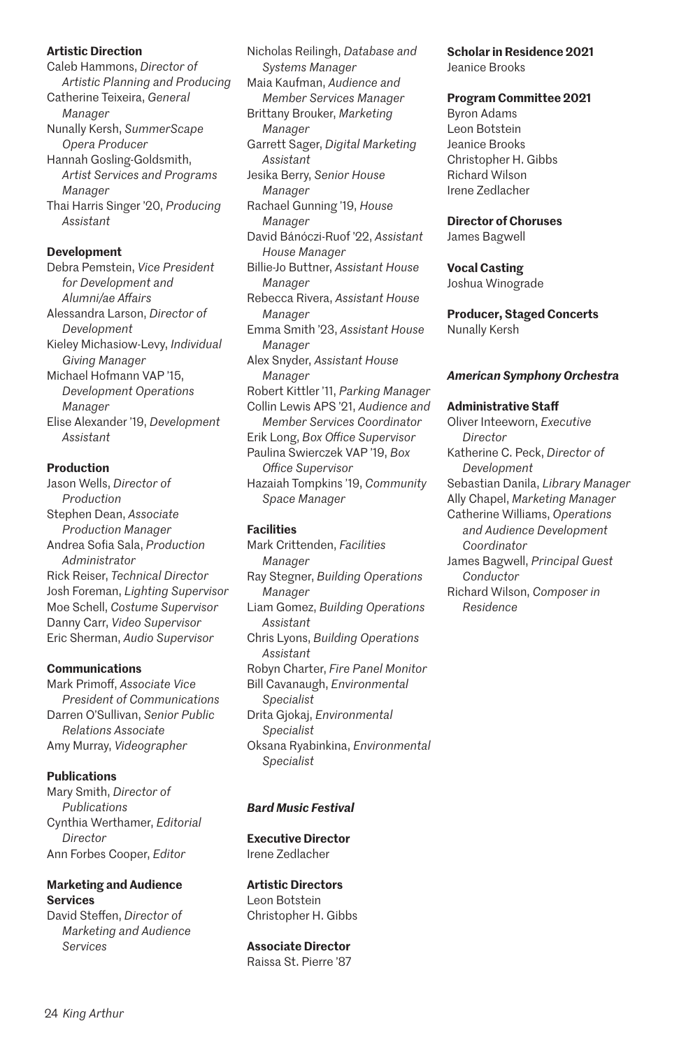**Artistic Direction**

Caleb Hammons, *Director of Artistic Planning and Producing*
Catherine Teixeira, *General Manager*
Nunally Kersh, *SummerScape Opera Producer*
Hannah Gosling-Goldsmith, *Artist Services and Programs Manager*
Thai Harris Singer '20, *Producing Assistant*

**Development**

Debra Pemstein, *Vice President for Development and Alumni/ae Affairs*
Alessandra Larson, *Director of Development*
Kieley Michasiow-Levy, *Individual Giving Manager*
Michael Hofmann VAP '15, *Development Operations Manager*
Elise Alexander '19, *Development Assistant*

**Production**

Jason Wells, *Director of Production*
Stephen Dean, *Associate Production Manager*
Andrea Sofia Sala, *Production Administrator*
Rick Reiser, *Technical Director*
Josh Foreman, *Lighting Supervisor*
Moe Schell, *Costume Supervisor*
Danny Carr, *Video Supervisor*
Eric Sherman, *Audio Supervisor*

**Communications**

Mark Primoff, *Associate Vice President of Communications*
Darren O'Sullivan, *Senior Public Relations Associate*
Amy Murray, *Videographer*

**Publications**

Mary Smith, *Director of Publications*
Cynthia Werthamer, *Editorial Director*
Ann Forbes Cooper, *Editor*

**Marketing and Audience Services**

David Steffen, *Director of Marketing and Audience Services*
Nicholas Reilingh, *Database and Systems Manager*
Maia Kaufman, *Audience and Member Services Manager*
Brittany Brouker, *Marketing Manager*
Garrett Sager, *Digital Marketing Assistant*
Jesika Berry, *Senior House Manager*
Rachael Gunning '19, *House Manager*
David Bánóczi-Ruof '22, *Assistant House Manager*
Billie-Jo Buttner, *Assistant House Manager*
Rebecca Rivera, *Assistant House Manager*
Emma Smith '23, *Assistant House Manager*
Alex Snyder, *Assistant House Manager*
Robert Kittler '11, *Parking Manager*
Collin Lewis APS '21, *Audience and Member Services Coordinator*
Erik Long, *Box Office Supervisor*
Paulina Swierczek VAP '19, *Box Office Supervisor*
Hazaiah Tompkins '19, *Community Space Manager*

**Facilities**

Mark Crittenden, *Facilities Manager*
Ray Stegner, *Building Operations Manager*
Liam Gomez, *Building Operations Assistant*
Chris Lyons, *Building Operations Assistant*
Robyn Charter, *Fire Panel Monitor*
Bill Cavanaugh, *Environmental Specialist*
Drita Gjokaj, *Environmental Specialist*
Oksana Ryabinkina, *Environmental Specialist*

## *Bard Music Festival*

**Executive Director**
Irene Zedlacher

**Artistic Directors**
Leon Botstein
Christopher H. Gibbs

**Associate Director**
Raissa St. Pierre '87

**Scholar in Residence 2021**
Jeanice Brooks

**Program Committee 2021**
Byron Adams
Leon Botstein
Jeanice Brooks
Christopher H. Gibbs
Richard Wilson
Irene Zedlacher

**Director of Choruses**
James Bagwell

**Vocal Casting**
Joshua Winograde

**Producer, Staged Concerts**
Nunally Kersh

## *American Symphony Orchestra*

**Administrative Staff**

Oliver Inteeworn, *Executive Director*
Katherine C. Peck, *Director of Development*
Sebastian Danila, *Library Manager*
Ally Chapel, *Marketing Manager*
Catherine Williams, *Operations and Audience Development Coordinator*
James Bagwell, *Principal Guest Conductor*
Richard Wilson, *Composer in Residence*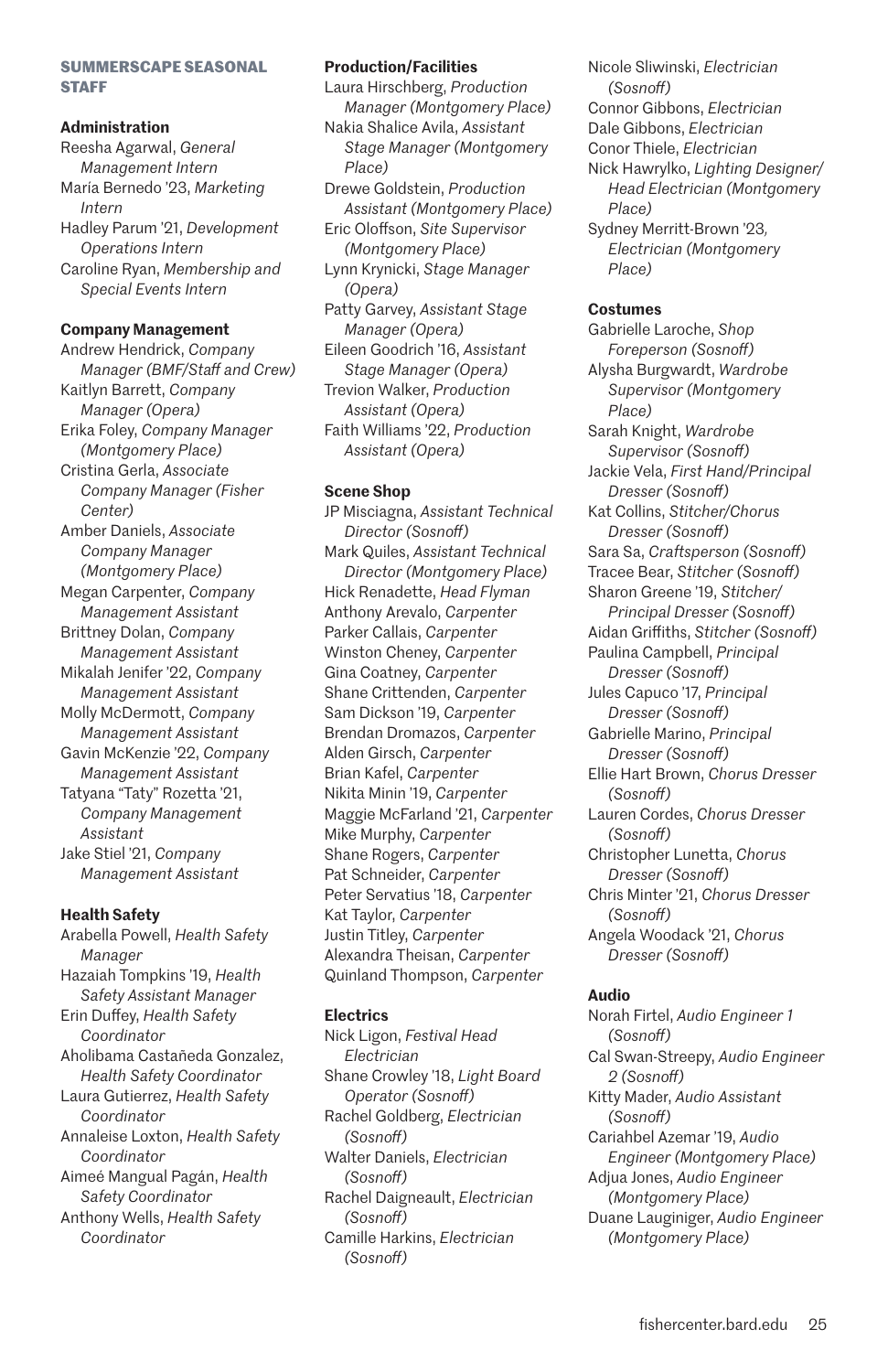## SUMMERSCAPE SEASONAL STAFF

### Administration

Reesha Agarwal, *General Management Intern*
María Bernedo '23, *Marketing Intern*
Hadley Parum '21, *Development Operations Intern*
Caroline Ryan, *Membership and Special Events Intern*

### Company Management

Andrew Hendrick, *Company Manager (BMF/Staff and Crew)*
Kaitlyn Barrett, *Company Manager (Opera)*
Erika Foley, *Company Manager (Montgomery Place)*
Cristina Gerla, *Associate Company Manager (Fisher Center)*
Amber Daniels, *Associate Company Manager (Montgomery Place)*
Megan Carpenter, *Company Management Assistant*
Brittney Dolan, *Company Management Assistant*
Mikalah Jenifer '22, *Company Management Assistant*
Molly McDermott, *Company Management Assistant*
Gavin McKenzie '22, *Company Management Assistant*
Tatyana "Taty" Rozetta '21, *Company Management Assistant*
Jake Stiel '21, *Company Management Assistant*

### Health Safety

Arabella Powell, *Health Safety Manager*
Hazaiah Tompkins '19, *Health Safety Assistant Manager*
Erin Duffey, *Health Safety Coordinator*
Aholibama Castañeda Gonzalez, *Health Safety Coordinator*
Laura Gutierrez, *Health Safety Coordinator*
Annaleise Loxton, *Health Safety Coordinator*
Aimeé Mangual Pagán, *Health Safety Coordinator*
Anthony Wells, *Health Safety Coordinator*

### Production/Facilities

Laura Hirschberg, *Production Manager (Montgomery Place)*
Nakia Shalice Avila, *Assistant Stage Manager (Montgomery Place)*
Drewe Goldstein, *Production Assistant (Montgomery Place)*
Eric Oloffson, *Site Supervisor (Montgomery Place)*
Lynn Krynicki, *Stage Manager (Opera)*
Patty Garvey, *Assistant Stage Manager (Opera)*
Eileen Goodrich '16, *Assistant Stage Manager (Opera)*
Trevion Walker, *Production Assistant (Opera)*
Faith Williams '22, *Production Assistant (Opera)*

### Scene Shop

JP Misciagna, *Assistant Technical Director (Sosnoff)*
Mark Quiles, *Assistant Technical Director (Montgomery Place)*
Hick Renadette, *Head Flyman*
Anthony Arevalo, *Carpenter*
Parker Callais, *Carpenter*
Winston Cheney, *Carpenter*
Gina Coatney, *Carpenter*
Shane Crittenden, *Carpenter*
Sam Dickson '19, *Carpenter*
Brendan Dromazos, *Carpenter*
Alden Girsch, *Carpenter*
Brian Kafel, *Carpenter*
Nikita Minin '19, *Carpenter*
Maggie McFarland '21, *Carpenter*
Mike Murphy, *Carpenter*
Shane Rogers, *Carpenter*
Pat Schneider, *Carpenter*
Peter Servatius '18, *Carpenter*
Kat Taylor, *Carpenter*
Justin Titley, *Carpenter*
Alexandra Theisan, *Carpenter*
Quinland Thompson, *Carpenter*

### Electrics

Nick Ligon, *Festival Head Electrician*
Shane Crowley '18, *Light Board Operator (Sosnoff)*
Rachel Goldberg, *Electrician (Sosnoff)*
Walter Daniels, *Electrician (Sosnoff)*
Rachel Daigneault, *Electrician (Sosnoff)*
Camille Harkins, *Electrician (Sosnoff)*
Nicole Sliwinski, *Electrician (Sosnoff)*
Connor Gibbons, *Electrician*
Dale Gibbons, *Electrician*
Conor Thiele, *Electrician*
Nick Hawrylko, *Lighting Designer/ Head Electrician (Montgomery Place)*
Sydney Merritt-Brown '23, *Electrician (Montgomery Place)*

### Costumes

Gabrielle Laroche, *Shop Foreperson (Sosnoff)*
Alysha Burgwardt, *Wardrobe Supervisor (Montgomery Place)*
Sarah Knight, *Wardrobe Supervisor (Sosnoff)*
Jackie Vela, *First Hand/Principal Dresser (Sosnoff)*
Kat Collins, *Stitcher/Chorus Dresser (Sosnoff)*
Sara Sa, *Craftsperson (Sosnoff)*
Tracee Bear, *Stitcher (Sosnoff)*
Sharon Greene '19, *Stitcher/ Principal Dresser (Sosnoff)*
Aidan Griffiths, *Stitcher (Sosnoff)*
Paulina Campbell, *Principal Dresser (Sosnoff)*
Jules Capuco '17, *Principal Dresser (Sosnoff)*
Gabrielle Marino, *Principal Dresser (Sosnoff)*
Ellie Hart Brown, *Chorus Dresser (Sosnoff)*
Lauren Cordes, *Chorus Dresser (Sosnoff)*
Christopher Lunetta, *Chorus Dresser (Sosnoff)*
Chris Minter '21, *Chorus Dresser (Sosnoff)*
Angela Woodack '21, *Chorus Dresser (Sosnoff)*

### Audio

Norah Firtel, *Audio Engineer 1 (Sosnoff)*
Cal Swan-Streepy, *Audio Engineer 2 (Sosnoff)*
Kitty Mader, *Audio Assistant (Sosnoff)*
Cariahbel Azemar '19, *Audio Engineer (Montgomery Place)*
Adjua Jones, *Audio Engineer (Montgomery Place)*
Duane Lauginiger, *Audio Engineer (Montgomery Place)*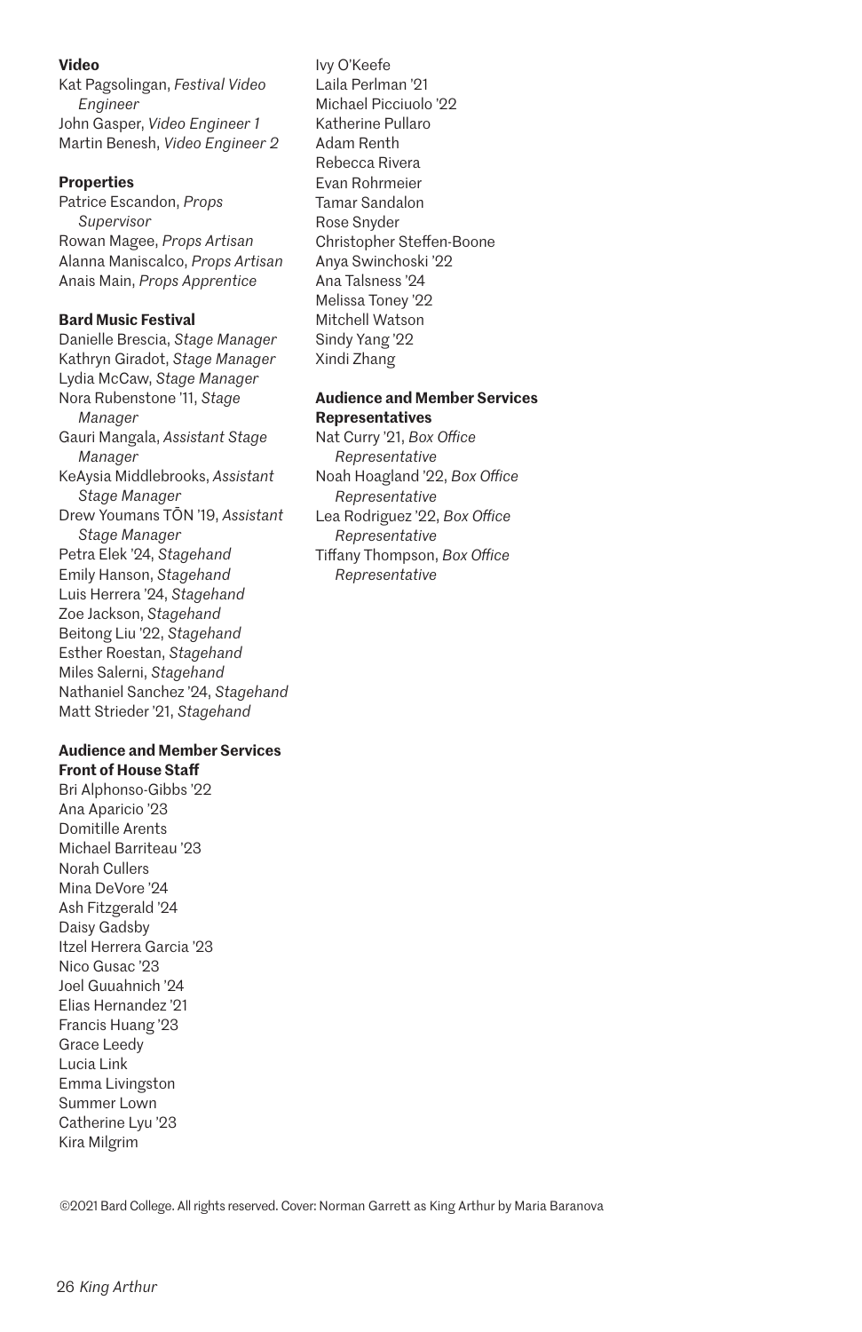**Video**

Kat Pagsolingan, *Festival Video Engineer*
John Gasper, *Video Engineer 1*
Martin Benesh, *Video Engineer 2*

**Properties**

Patrice Escandon, *Props Supervisor*
Rowan Magee, *Props Artisan*
Alanna Maniscalco, *Props Artisan*
Anais Main, *Props Apprentice*

**Bard Music Festival**

Danielle Brescia, *Stage Manager*
Kathryn Giradot, *Stage Manager*
Lydia McCaw, *Stage Manager*
Nora Rubenstone '11, *Stage Manager*
Gauri Mangala, *Assistant Stage Manager*
KeAysia Middlebrooks, *Assistant Stage Manager*
Drew Youmans TŌN '19, *Assistant Stage Manager*
Petra Elek '24, *Stagehand*
Emily Hanson, *Stagehand*
Luis Herrera '24, *Stagehand*
Zoe Jackson, *Stagehand*
Beitong Liu '22, *Stagehand*
Esther Roestan, *Stagehand*
Miles Salerni, *Stagehand*
Nathaniel Sanchez '24, *Stagehand*
Matt Strieder '21, *Stagehand*

**Audience and Member Services Front of House Staff**

Bri Alphonso-Gibbs '22
Ana Aparicio '23
Domitille Arents
Michael Barriteau '23
Norah Cullers
Mina DeVore '24
Ash Fitzgerald '24
Daisy Gadsby
Itzel Herrera Garcia '23
Nico Gusac '23
Joel Guuahnich '24
Elias Hernandez '21
Francis Huang '23
Grace Leedy
Lucia Link
Emma Livingston
Summer Lown
Catherine Lyu '23
Kira Milgrim
Ivy O'Keefe
Laila Perlman '21
Michael Picciuolo '22
Katherine Pullaro
Adam Renth
Rebecca Rivera
Evan Rohrmeier
Tamar Sandalon
Rose Snyder
Christopher Steffen-Boone
Anya Swinchoski '22
Ana Talsness '24
Melissa Toney '22
Mitchell Watson
Sindy Yang '22
Xindi Zhang

**Audience and Member Services Representatives**

Nat Curry '21, *Box Office Representative*
Noah Hoagland '22, *Box Office Representative*
Lea Rodriguez '22, *Box Office Representative*
Tiffany Thompson, *Box Office Representative*

©2021 Bard College. All rights reserved. Cover: Norman Garrett as King Arthur by Maria Baranova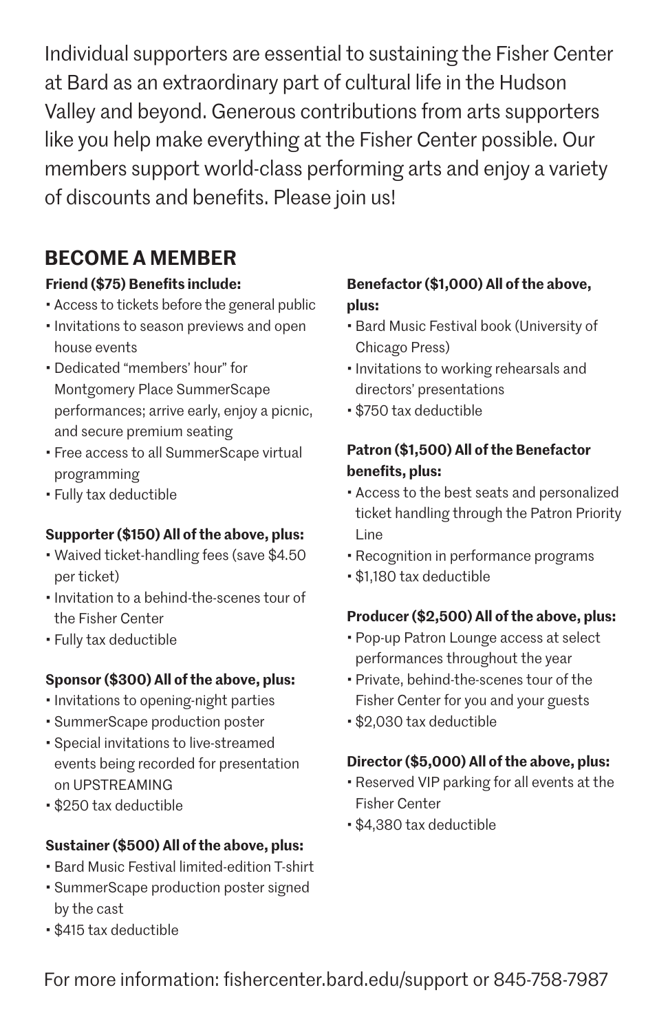Individual supporters are essential to sustaining the Fisher Center at Bard as an extraordinary part of cultural life in the Hudson Valley and beyond. Generous contributions from arts supporters like you help make everything at the Fisher Center possible. Our members support world-class performing arts and enjoy a variety of discounts and benefits. Please join us!

## BECOME A MEMBER

**Friend ($75) Benefits include:**

- Access to tickets before the general public
- Invitations to season previews and open house events
- Dedicated "members' hour" for Montgomery Place SummerScape performances; arrive early, enjoy a picnic, and secure premium seating
- Free access to all SummerScape virtual programming
- Fully tax deductible

**Supporter ($150) All of the above, plus:**

- Waived ticket-handling fees (save $4.50 per ticket)
- Invitation to a behind-the-scenes tour of the Fisher Center
- Fully tax deductible

**Sponsor ($300) All of the above, plus:**

- Invitations to opening-night parties
- SummerScape production poster
- Special invitations to live-streamed events being recorded for presentation on UPSTREAMING
- $250 tax deductible

**Sustainer ($500) All of the above, plus:**

- Bard Music Festival limited-edition T-shirt
- SummerScape production poster signed by the cast
- $415 tax deductible

**Benefactor ($1,000) All of the above, plus:**

- Bard Music Festival book (University of Chicago Press)
- Invitations to working rehearsals and directors' presentations
- $750 tax deductible

**Patron ($1,500) All of the Benefactor benefits, plus:**

- Access to the best seats and personalized ticket handling through the Patron Priority Line
- Recognition in performance programs
- $1,180 tax deductible

**Producer ($2,500) All of the above, plus:**

- Pop-up Patron Lounge access at select performances throughout the year
- Private, behind-the-scenes tour of the Fisher Center for you and your guests
- $2,030 tax deductible

**Director ($5,000) All of the above, plus:**

- Reserved VIP parking for all events at the Fisher Center
- $4,380 tax deductible

For more information: fishercenter.bard.edu/support or 845-758-7987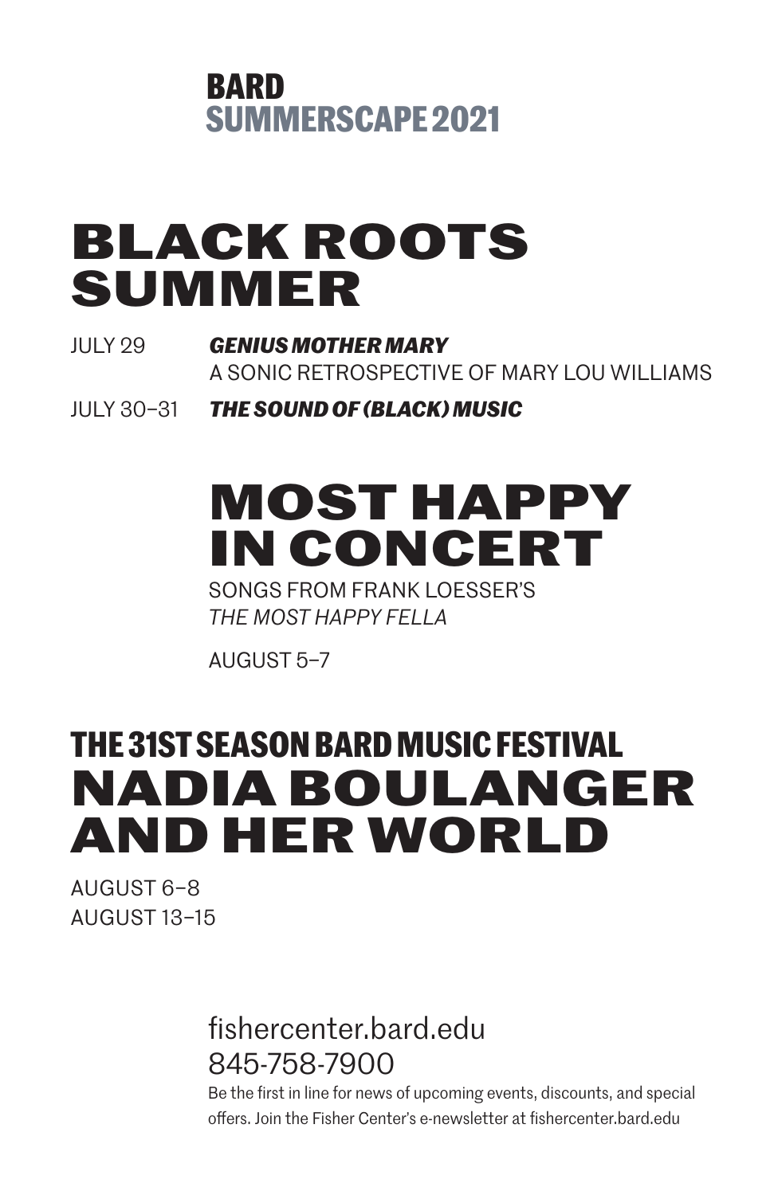**BARD**
**SUMMERSCAPE 2021**

# BLACK ROOTS SUMMER

JULY 29 — ***GENIUS MOTHER MARY***
A SONIC RETROSPECTIVE OF MARY LOU WILLIAMS

JULY 30–31 — ***THE SOUND OF (BLACK) MUSIC***

# MOST HAPPY IN CONCERT

SONGS FROM FRANK LOESSER'S
*THE MOST HAPPY FELLA*

AUGUST 5–7

## THE 31ST SEASON BARD MUSIC FESTIVAL

# NADIA BOULANGER AND HER WORLD

AUGUST 6–8
AUGUST 13–15

fishercenter.bard.edu
845-758-7900

Be the first in line for news of upcoming events, discounts, and special offers. Join the Fisher Center's e-newsletter at fishercenter.bard.edu